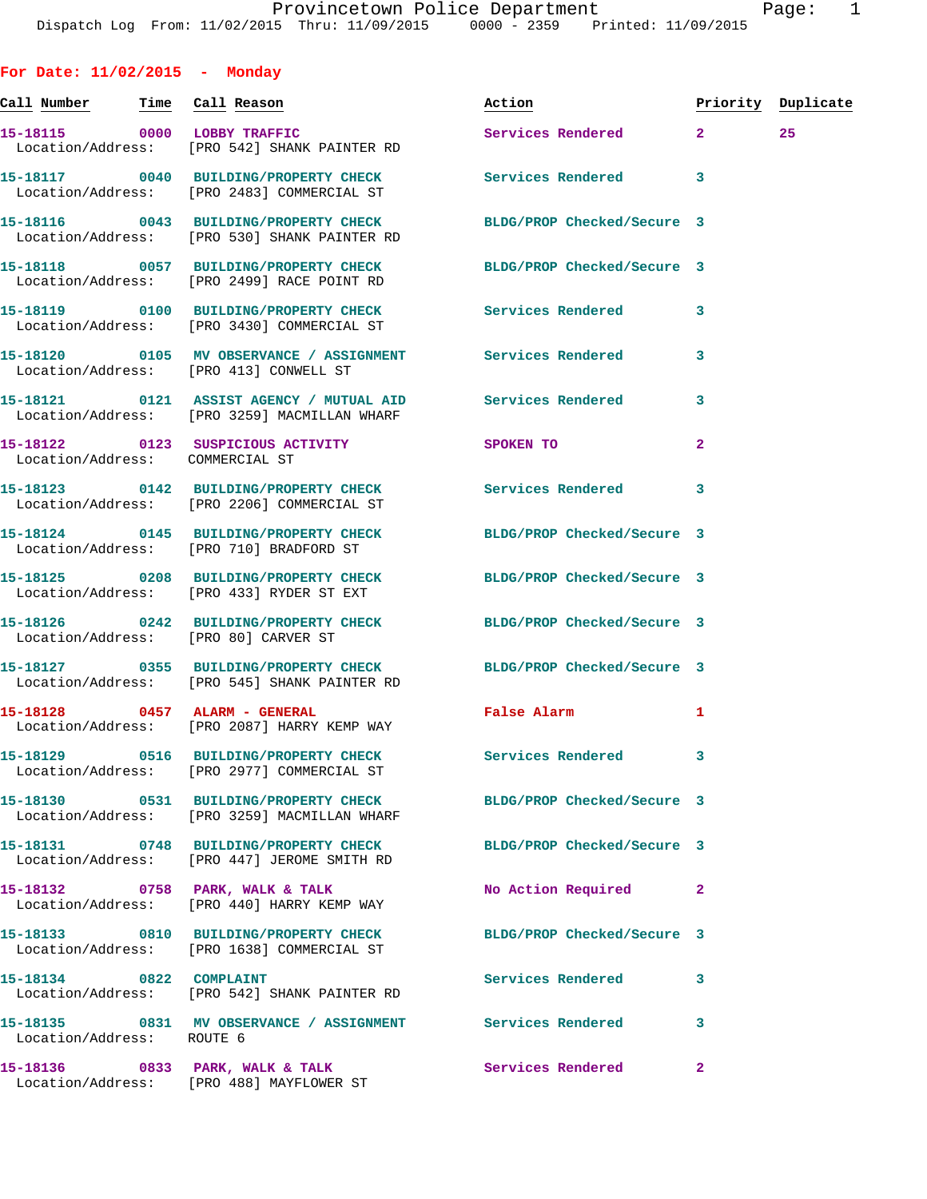Provincetown Police Department
Dispatch Log From: 11/02/2015 Thru: 11/09/2015 0000 - 2359 Printed: 11/09/2015

## For Date: 11/02/2015 - Monday

| Call Number | Time | Call Reason | Action | Priority | Duplicate |
|---|---|---|---|---|---|
| 15-18115 | 0000 | LOBBY TRAFFIC | Services Rendered | 2 | 25 |
| Location/Address: | | [PRO 542] SHANK PAINTER RD | | | |
| 15-18117 | 0040 | BUILDING/PROPERTY CHECK | Services Rendered | 3 | |
| Location/Address: | | [PRO 2483] COMMERCIAL ST | | | |
| 15-18116 | 0043 | BUILDING/PROPERTY CHECK | BLDG/PROP Checked/Secure | 3 | |
| Location/Address: | | [PRO 530] SHANK PAINTER RD | | | |
| 15-18118 | 0057 | BUILDING/PROPERTY CHECK | BLDG/PROP Checked/Secure | 3 | |
| Location/Address: | | [PRO 2499] RACE POINT RD | | | |
| 15-18119 | 0100 | BUILDING/PROPERTY CHECK | Services Rendered | 3 | |
| Location/Address: | | [PRO 3430] COMMERCIAL ST | | | |
| 15-18120 | 0105 | MV OBSERVANCE / ASSIGNMENT | Services Rendered | 3 | |
| Location/Address: | | [PRO 413] CONWELL ST | | | |
| 15-18121 | 0121 | ASSIST AGENCY / MUTUAL AID | Services Rendered | 3 | |
| Location/Address: | | [PRO 3259] MACMILLAN WHARF | | | |
| 15-18122 | 0123 | SUSPICIOUS ACTIVITY | SPOKEN TO | 2 | |
| Location/Address: | | COMMERCIAL ST | | | |
| 15-18123 | 0142 | BUILDING/PROPERTY CHECK | Services Rendered | 3 | |
| Location/Address: | | [PRO 2206] COMMERCIAL ST | | | |
| 15-18124 | 0145 | BUILDING/PROPERTY CHECK | BLDG/PROP Checked/Secure | 3 | |
| Location/Address: | | [PRO 710] BRADFORD ST | | | |
| 15-18125 | 0208 | BUILDING/PROPERTY CHECK | BLDG/PROP Checked/Secure | 3 | |
| Location/Address: | | [PRO 433] RYDER ST EXT | | | |
| 15-18126 | 0242 | BUILDING/PROPERTY CHECK | BLDG/PROP Checked/Secure | 3 | |
| Location/Address: | | [PRO 80] CARVER ST | | | |
| 15-18127 | 0355 | BUILDING/PROPERTY CHECK | BLDG/PROP Checked/Secure | 3 | |
| Location/Address: | | [PRO 545] SHANK PAINTER RD | | | |
| 15-18128 | 0457 | ALARM - GENERAL | False Alarm | 1 | |
| Location/Address: | | [PRO 2087] HARRY KEMP WAY | | | |
| 15-18129 | 0516 | BUILDING/PROPERTY CHECK | Services Rendered | 3 | |
| Location/Address: | | [PRO 2977] COMMERCIAL ST | | | |
| 15-18130 | 0531 | BUILDING/PROPERTY CHECK | BLDG/PROP Checked/Secure | 3 | |
| Location/Address: | | [PRO 3259] MACMILLAN WHARF | | | |
| 15-18131 | 0748 | BUILDING/PROPERTY CHECK | BLDG/PROP Checked/Secure | 3 | |
| Location/Address: | | [PRO 447] JEROME SMITH RD | | | |
| 15-18132 | 0758 | PARK, WALK & TALK | No Action Required | 2 | |
| Location/Address: | | [PRO 440] HARRY KEMP WAY | | | |
| 15-18133 | 0810 | BUILDING/PROPERTY CHECK | BLDG/PROP Checked/Secure | 3 | |
| Location/Address: | | [PRO 1638] COMMERCIAL ST | | | |
| 15-18134 | 0822 | COMPLAINT | Services Rendered | 3 | |
| Location/Address: | | [PRO 542] SHANK PAINTER RD | | | |
| 15-18135 | 0831 | MV OBSERVANCE / ASSIGNMENT | Services Rendered | 3 | |
| Location/Address: | | ROUTE 6 | | | |
| 15-18136 | 0833 | PARK, WALK & TALK | Services Rendered | 2 | |
| Location/Address: | | [PRO 488] MAYFLOWER ST | | | |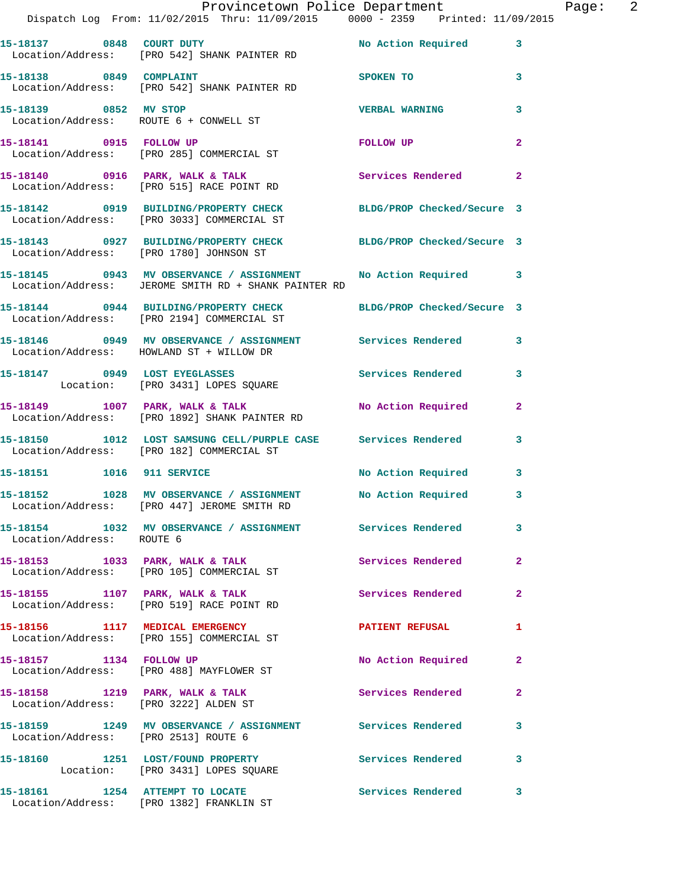| Call # | Time | Call Reason | Action | Priority |
|---|---|---|---|---|
| 15-18137 | 0848 | COURT DUTY | No Action Required | 3 |
| Location/Address: | | [PRO 542] SHANK PAINTER RD | | |
| 15-18138 | 0849 | COMPLAINT | SPOKEN TO | 3 |
| Location/Address: | | [PRO 542] SHANK PAINTER RD | | |
| 15-18139 | 0852 | MV STOP | VERBAL WARNING | 3 |
| Location/Address: | | ROUTE 6 + CONWELL ST | | |
| 15-18141 | 0915 | FOLLOW UP | FOLLOW UP | 2 |
| Location/Address: | | [PRO 285] COMMERCIAL ST | | |
| 15-18140 | 0916 | PARK, WALK & TALK | Services Rendered | 2 |
| Location/Address: | | [PRO 515] RACE POINT RD | | |
| 15-18142 | 0919 | BUILDING/PROPERTY CHECK | BLDG/PROP Checked/Secure | 3 |
| Location/Address: | | [PRO 3033] COMMERCIAL ST | | |
| 15-18143 | 0927 | BUILDING/PROPERTY CHECK | BLDG/PROP Checked/Secure | 3 |
| Location/Address: | | [PRO 1780] JOHNSON ST | | |
| 15-18145 | 0943 | MV OBSERVANCE / ASSIGNMENT | No Action Required | 3 |
| Location/Address: | | JEROME SMITH RD + SHANK PAINTER RD | | |
| 15-18144 | 0944 | BUILDING/PROPERTY CHECK | BLDG/PROP Checked/Secure | 3 |
| Location/Address: | | [PRO 2194] COMMERCIAL ST | | |
| 15-18146 | 0949 | MV OBSERVANCE / ASSIGNMENT | Services Rendered | 3 |
| Location/Address: | | HOWLAND ST + WILLOW DR | | |
| 15-18147 | 0949 | LOST EYEGLASSES | Services Rendered | 3 |
| Location: | | [PRO 3431] LOPES SQUARE | | |
| 15-18149 | 1007 | PARK, WALK & TALK | No Action Required | 2 |
| Location/Address: | | [PRO 1892] SHANK PAINTER RD | | |
| 15-18150 | 1012 | LOST SAMSUNG CELL/PURPLE CASE | Services Rendered | 3 |
| Location/Address: | | [PRO 182] COMMERCIAL ST | | |
| 15-18151 | 1016 | 911 SERVICE | No Action Required | 3 |
| 15-18152 | 1028 | MV OBSERVANCE / ASSIGNMENT | No Action Required | 3 |
| Location/Address: | | [PRO 447] JEROME SMITH RD | | |
| 15-18154 | 1032 | MV OBSERVANCE / ASSIGNMENT | Services Rendered | 3 |
| Location/Address: | | ROUTE 6 | | |
| 15-18153 | 1033 | PARK, WALK & TALK | Services Rendered | 2 |
| Location/Address: | | [PRO 105] COMMERCIAL ST | | |
| 15-18155 | 1107 | PARK, WALK & TALK | Services Rendered | 2 |
| Location/Address: | | [PRO 519] RACE POINT RD | | |
| 15-18156 | 1117 | MEDICAL EMERGENCY | PATIENT REFUSAL | 1 |
| Location/Address: | | [PRO 155] COMMERCIAL ST | | |
| 15-18157 | 1134 | FOLLOW UP | No Action Required | 2 |
| Location/Address: | | [PRO 488] MAYFLOWER ST | | |
| 15-18158 | 1219 | PARK, WALK & TALK | Services Rendered | 2 |
| Location/Address: | | [PRO 3222] ALDEN ST | | |
| 15-18159 | 1249 | MV OBSERVANCE / ASSIGNMENT | Services Rendered | 3 |
| Location/Address: | | [PRO 2513] ROUTE 6 | | |
| 15-18160 | 1251 | LOST/FOUND PROPERTY | Services Rendered | 3 |
| Location: | | [PRO 3431] LOPES SQUARE | | |
| 15-18161 | 1254 | ATTEMPT TO LOCATE | Services Rendered | 3 |
| Location/Address: | | [PRO 1382] FRANKLIN ST | | |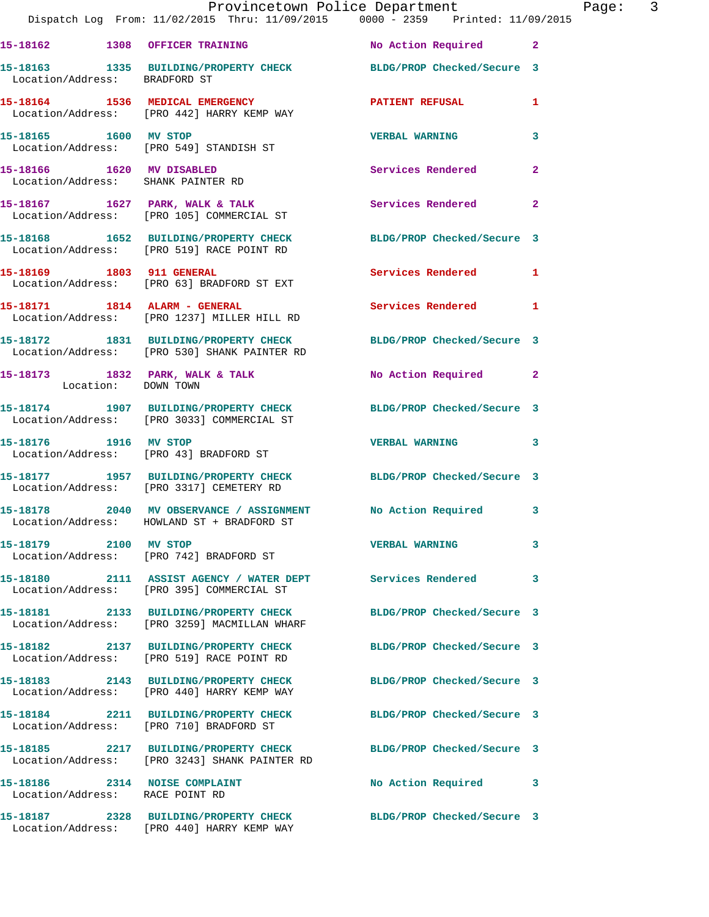| Call # | Time | Call Reason | Action | Priority |
|---|---|---|---|---|
| 15-18162 | 1308 | OFFICER TRAINING | No Action Required | 2 |
| 15-18163 | 1335 | BUILDING/PROPERTY CHECK | BLDG/PROP Checked/Secure | 3 |
| | | Location/Address: BRADFORD ST | | |
| 15-18164 | 1536 | MEDICAL EMERGENCY | PATIENT REFUSAL | 1 |
| | | Location/Address: [PRO 442] HARRY KEMP WAY | | |
| 15-18165 | 1600 | MV STOP | VERBAL WARNING | 3 |
| | | Location/Address: [PRO 549] STANDISH ST | | |
| 15-18166 | 1620 | MV DISABLED | Services Rendered | 2 |
| | | Location/Address: SHANK PAINTER RD | | |
| 15-18167 | 1627 | PARK, WALK & TALK | Services Rendered | 2 |
| | | Location/Address: [PRO 105] COMMERCIAL ST | | |
| 15-18168 | 1652 | BUILDING/PROPERTY CHECK | BLDG/PROP Checked/Secure | 3 |
| | | Location/Address: [PRO 519] RACE POINT RD | | |
| 15-18169 | 1803 | 911 GENERAL | Services Rendered | 1 |
| | | Location/Address: [PRO 63] BRADFORD ST EXT | | |
| 15-18171 | 1814 | ALARM - GENERAL | Services Rendered | 1 |
| | | Location/Address: [PRO 1237] MILLER HILL RD | | |
| 15-18172 | 1831 | BUILDING/PROPERTY CHECK | BLDG/PROP Checked/Secure | 3 |
| | | Location/Address: [PRO 530] SHANK PAINTER RD | | |
| 15-18173 | 1832 | PARK, WALK & TALK | No Action Required | 2 |
| | | Location: DOWN TOWN | | |
| 15-18174 | 1907 | BUILDING/PROPERTY CHECK | BLDG/PROP Checked/Secure | 3 |
| | | Location/Address: [PRO 3033] COMMERCIAL ST | | |
| 15-18176 | 1916 | MV STOP | VERBAL WARNING | 3 |
| | | Location/Address: [PRO 43] BRADFORD ST | | |
| 15-18177 | 1957 | BUILDING/PROPERTY CHECK | BLDG/PROP Checked/Secure | 3 |
| | | Location/Address: [PRO 3317] CEMETERY RD | | |
| 15-18178 | 2040 | MV OBSERVANCE / ASSIGNMENT | No Action Required | 3 |
| | | Location/Address: HOWLAND ST + BRADFORD ST | | |
| 15-18179 | 2100 | MV STOP | VERBAL WARNING | 3 |
| | | Location/Address: [PRO 742] BRADFORD ST | | |
| 15-18180 | 2111 | ASSIST AGENCY / WATER DEPT | Services Rendered | 3 |
| | | Location/Address: [PRO 395] COMMERCIAL ST | | |
| 15-18181 | 2133 | BUILDING/PROPERTY CHECK | BLDG/PROP Checked/Secure | 3 |
| | | Location/Address: [PRO 3259] MACMILLAN WHARF | | |
| 15-18182 | 2137 | BUILDING/PROPERTY CHECK | BLDG/PROP Checked/Secure | 3 |
| | | Location/Address: [PRO 519] RACE POINT RD | | |
| 15-18183 | 2143 | BUILDING/PROPERTY CHECK | BLDG/PROP Checked/Secure | 3 |
| | | Location/Address: [PRO 440] HARRY KEMP WAY | | |
| 15-18184 | 2211 | BUILDING/PROPERTY CHECK | BLDG/PROP Checked/Secure | 3 |
| | | Location/Address: [PRO 710] BRADFORD ST | | |
| 15-18185 | 2217 | BUILDING/PROPERTY CHECK | BLDG/PROP Checked/Secure | 3 |
| | | Location/Address: [PRO 3243] SHANK PAINTER RD | | |
| 15-18186 | 2314 | NOISE COMPLAINT | No Action Required | 3 |
| | | Location/Address: RACE POINT RD | | |
| 15-18187 | 2328 | BUILDING/PROPERTY CHECK | BLDG/PROP Checked/Secure | 3 |
| | | Location/Address: [PRO 440] HARRY KEMP WAY | | |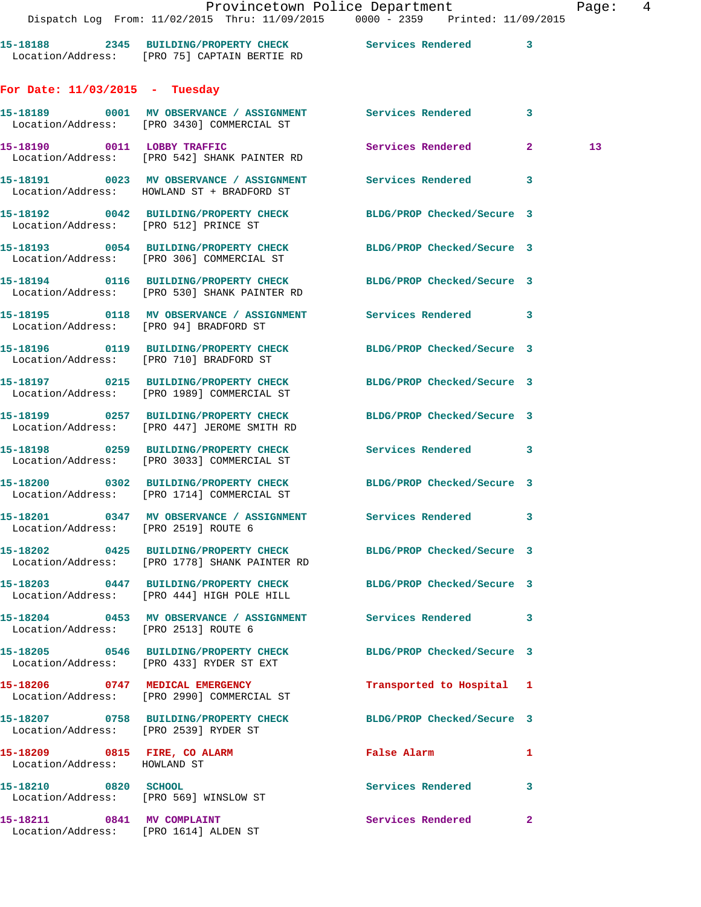15-18188 2345 BUILDING/PROPERTY CHECK Services Rendered 3
Location/Address: [PRO 75] CAPTAIN BERTIE RD

## For Date: 11/03/2015 - Tuesday

15-18189 0001 MV OBSERVANCE / ASSIGNMENT Services Rendered 3
Location/Address: [PRO 3430] COMMERCIAL ST

15-18190 0011 LOBBY TRAFFIC Services Rendered 2 13
Location/Address: [PRO 542] SHANK PAINTER RD

15-18191 0023 MV OBSERVANCE / ASSIGNMENT Services Rendered 3
Location/Address: HOWLAND ST + BRADFORD ST

15-18192 0042 BUILDING/PROPERTY CHECK BLDG/PROP Checked/Secure 3
Location/Address: [PRO 512] PRINCE ST

15-18193 0054 BUILDING/PROPERTY CHECK BLDG/PROP Checked/Secure 3
Location/Address: [PRO 306] COMMERCIAL ST

15-18194 0116 BUILDING/PROPERTY CHECK BLDG/PROP Checked/Secure 3
Location/Address: [PRO 530] SHANK PAINTER RD

15-18195 0118 MV OBSERVANCE / ASSIGNMENT Services Rendered 3
Location/Address: [PRO 94] BRADFORD ST

15-18196 0119 BUILDING/PROPERTY CHECK BLDG/PROP Checked/Secure 3
Location/Address: [PRO 710] BRADFORD ST

15-18197 0215 BUILDING/PROPERTY CHECK BLDG/PROP Checked/Secure 3
Location/Address: [PRO 1989] COMMERCIAL ST

15-18199 0257 BUILDING/PROPERTY CHECK BLDG/PROP Checked/Secure 3
Location/Address: [PRO 447] JEROME SMITH RD

15-18198 0259 BUILDING/PROPERTY CHECK Services Rendered 3
Location/Address: [PRO 3033] COMMERCIAL ST

15-18200 0302 BUILDING/PROPERTY CHECK BLDG/PROP Checked/Secure 3
Location/Address: [PRO 1714] COMMERCIAL ST

15-18201 0347 MV OBSERVANCE / ASSIGNMENT Services Rendered 3
Location/Address: [PRO 2519] ROUTE 6

15-18202 0425 BUILDING/PROPERTY CHECK BLDG/PROP Checked/Secure 3
Location/Address: [PRO 1778] SHANK PAINTER RD

15-18203 0447 BUILDING/PROPERTY CHECK BLDG/PROP Checked/Secure 3
Location/Address: [PRO 444] HIGH POLE HILL

15-18204 0453 MV OBSERVANCE / ASSIGNMENT Services Rendered 3
Location/Address: [PRO 2513] ROUTE 6

15-18205 0546 BUILDING/PROPERTY CHECK BLDG/PROP Checked/Secure 3
Location/Address: [PRO 433] RYDER ST EXT

15-18206 0747 MEDICAL EMERGENCY Transported to Hospital 1
Location/Address: [PRO 2990] COMMERCIAL ST

15-18207 0758 BUILDING/PROPERTY CHECK BLDG/PROP Checked/Secure 3
Location/Address: [PRO 2539] RYDER ST

15-18209 0815 FIRE, CO ALARM False Alarm 1
Location/Address: HOWLAND ST

15-18210 0820 SCHOOL Services Rendered 3
Location/Address: [PRO 569] WINSLOW ST

15-18211 0841 MV COMPLAINT Services Rendered 2
Location/Address: [PRO 1614] ALDEN ST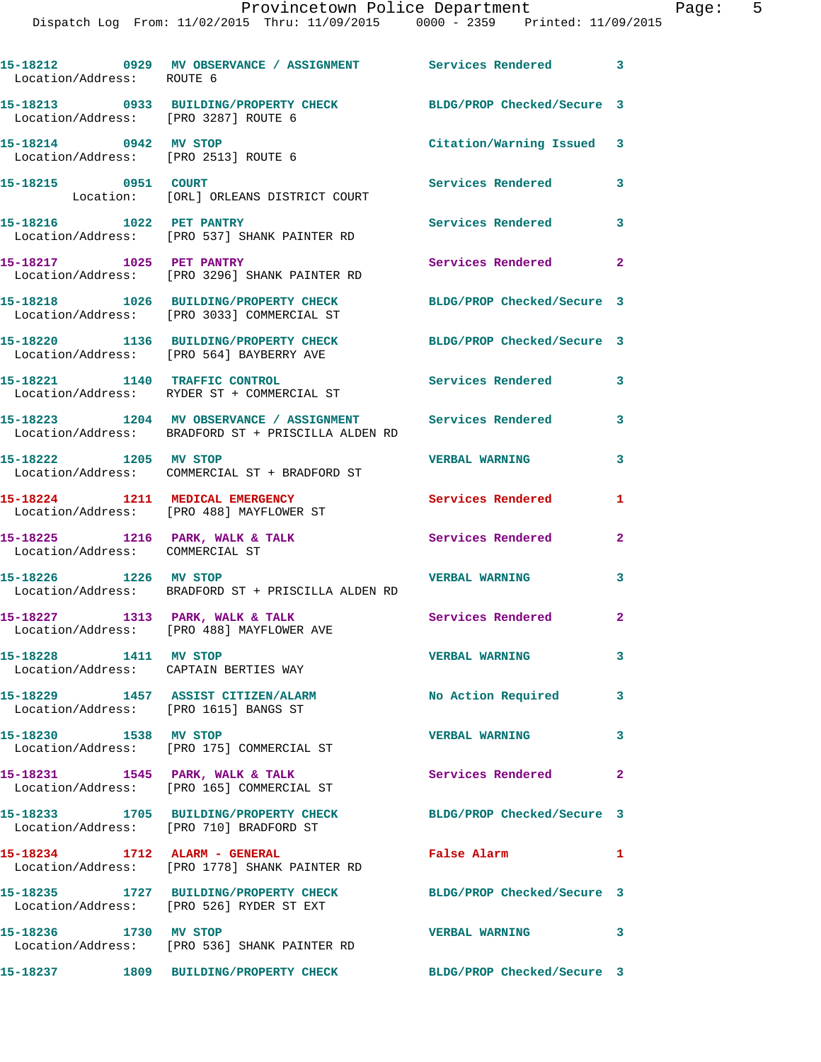15-18212 0929 MV OBSERVANCE / ASSIGNMENT Services Rendered 3
Location/Address: ROUTE 6

15-18213 0933 BUILDING/PROPERTY CHECK BLDG/PROP Checked/Secure 3
Location/Address: [PRO 3287] ROUTE 6

15-18214 0942 MV STOP Citation/Warning Issued 3
Location/Address: [PRO 2513] ROUTE 6

15-18215 0951 COURT Services Rendered 3
Location: [ORL] ORLEANS DISTRICT COURT

15-18216 1022 PET PANTRY Services Rendered 3
Location/Address: [PRO 537] SHANK PAINTER RD

15-18217 1025 PET PANTRY Services Rendered 2
Location/Address: [PRO 3296] SHANK PAINTER RD

15-18218 1026 BUILDING/PROPERTY CHECK BLDG/PROP Checked/Secure 3
Location/Address: [PRO 3033] COMMERCIAL ST

15-18220 1136 BUILDING/PROPERTY CHECK BLDG/PROP Checked/Secure 3
Location/Address: [PRO 564] BAYBERRY AVE

15-18221 1140 TRAFFIC CONTROL Services Rendered 3
Location/Address: RYDER ST + COMMERCIAL ST

15-18223 1204 MV OBSERVANCE / ASSIGNMENT Services Rendered 3
Location/Address: BRADFORD ST + PRISCILLA ALDEN RD

15-18222 1205 MV STOP VERBAL WARNING 3
Location/Address: COMMERCIAL ST + BRADFORD ST

15-18224 1211 MEDICAL EMERGENCY Services Rendered 1
Location/Address: [PRO 488] MAYFLOWER ST

15-18225 1216 PARK, WALK & TALK Services Rendered 2
Location/Address: COMMERCIAL ST

15-18226 1226 MV STOP VERBAL WARNING 3
Location/Address: BRADFORD ST + PRISCILLA ALDEN RD

15-18227 1313 PARK, WALK & TALK Services Rendered 2
Location/Address: [PRO 488] MAYFLOWER AVE

15-18228 1411 MV STOP VERBAL WARNING 3
Location/Address: CAPTAIN BERTIES WAY

15-18229 1457 ASSIST CITIZEN/ALARM No Action Required 3
Location/Address: [PRO 1615] BANGS ST

15-18230 1538 MV STOP VERBAL WARNING 3
Location/Address: [PRO 175] COMMERCIAL ST

15-18231 1545 PARK, WALK & TALK Services Rendered 2
Location/Address: [PRO 165] COMMERCIAL ST

15-18233 1705 BUILDING/PROPERTY CHECK BLDG/PROP Checked/Secure 3
Location/Address: [PRO 710] BRADFORD ST

15-18234 1712 ALARM - GENERAL False Alarm 1
Location/Address: [PRO 1778] SHANK PAINTER RD

15-18235 1727 BUILDING/PROPERTY CHECK BLDG/PROP Checked/Secure 3
Location/Address: [PRO 526] RYDER ST EXT

15-18236 1730 MV STOP VERBAL WARNING 3
Location/Address: [PRO 536] SHANK PAINTER RD

15-18237 1809 BUILDING/PROPERTY CHECK BLDG/PROP Checked/Secure 3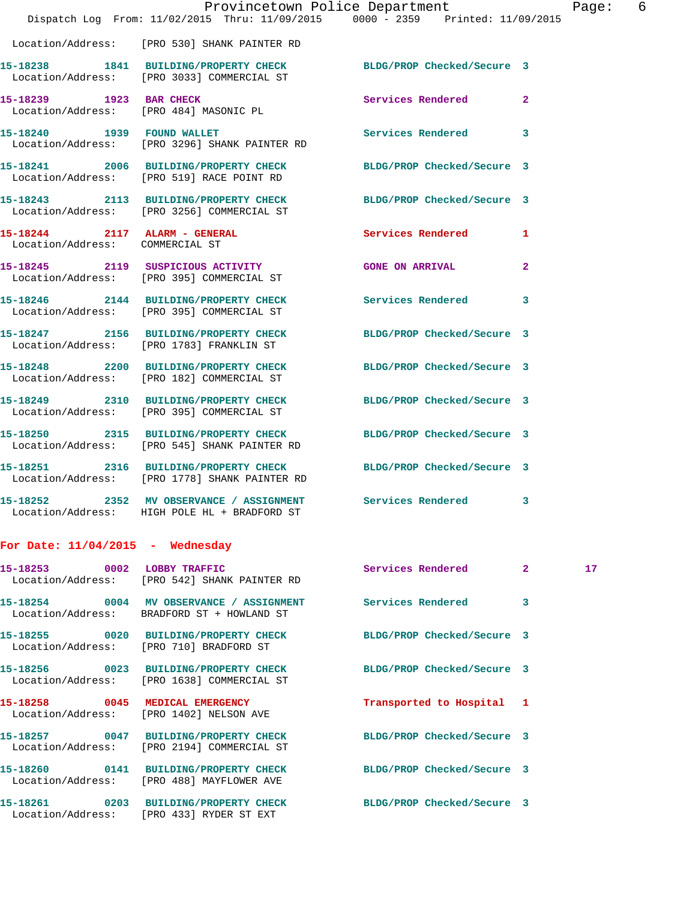Location/Address: [PRO 530] SHANK PAINTER RD

**15-18238** 1841 **BUILDING/PROPERTY CHECK** BLDG/PROP Checked/Secure 3
Location/Address: [PRO 3033] COMMERCIAL ST

**15-18239** 1923 **BAR CHECK** Services Rendered 2
Location/Address: [PRO 484] MASONIC PL

**15-18240** 1939 **FOUND WALLET** Services Rendered 3
Location/Address: [PRO 3296] SHANK PAINTER RD

**15-18241** 2006 **BUILDING/PROPERTY CHECK** BLDG/PROP Checked/Secure 3
Location/Address: [PRO 519] RACE POINT RD

**15-18243** 2113 **BUILDING/PROPERTY CHECK** BLDG/PROP Checked/Secure 3
Location/Address: [PRO 3256] COMMERCIAL ST

**15-18244** 2117 **ALARM - GENERAL** Services Rendered 1
Location/Address: COMMERCIAL ST

**15-18245** 2119 **SUSPICIOUS ACTIVITY** GONE ON ARRIVAL 2
Location/Address: [PRO 395] COMMERCIAL ST

**15-18246** 2144 **BUILDING/PROPERTY CHECK** Services Rendered 3
Location/Address: [PRO 395] COMMERCIAL ST

**15-18247** 2156 **BUILDING/PROPERTY CHECK** BLDG/PROP Checked/Secure 3
Location/Address: [PRO 1783] FRANKLIN ST

**15-18248** 2200 **BUILDING/PROPERTY CHECK** BLDG/PROP Checked/Secure 3
Location/Address: [PRO 182] COMMERCIAL ST

**15-18249** 2310 **BUILDING/PROPERTY CHECK** BLDG/PROP Checked/Secure 3
Location/Address: [PRO 395] COMMERCIAL ST

**15-18250** 2315 **BUILDING/PROPERTY CHECK** BLDG/PROP Checked/Secure 3
Location/Address: [PRO 545] SHANK PAINTER RD

**15-18251** 2316 **BUILDING/PROPERTY CHECK** BLDG/PROP Checked/Secure 3
Location/Address: [PRO 1778] SHANK PAINTER RD

**15-18252** 2352 **MV OBSERVANCE / ASSIGNMENT** Services Rendered 3
Location/Address: HIGH POLE HL + BRADFORD ST

## For Date: 11/04/2015 - Wednesday

**15-18253** 0002 **LOBBY TRAFFIC** Services Rendered 2 17
Location/Address: [PRO 542] SHANK PAINTER RD

**15-18254** 0004 **MV OBSERVANCE / ASSIGNMENT** Services Rendered 3
Location/Address: BRADFORD ST + HOWLAND ST

**15-18255** 0020 **BUILDING/PROPERTY CHECK** BLDG/PROP Checked/Secure 3
Location/Address: [PRO 710] BRADFORD ST

**15-18256** 0023 **BUILDING/PROPERTY CHECK** BLDG/PROP Checked/Secure 3
Location/Address: [PRO 1638] COMMERCIAL ST

**15-18258** 0045 **MEDICAL EMERGENCY** Transported to Hospital 1
Location/Address: [PRO 1402] NELSON AVE

**15-18257** 0047 **BUILDING/PROPERTY CHECK** BLDG/PROP Checked/Secure 3
Location/Address: [PRO 2194] COMMERCIAL ST

**15-18260** 0141 **BUILDING/PROPERTY CHECK** BLDG/PROP Checked/Secure 3
Location/Address: [PRO 488] MAYFLOWER AVE

**15-18261** 0203 **BUILDING/PROPERTY CHECK** BLDG/PROP Checked/Secure 3
Location/Address: [PRO 433] RYDER ST EXT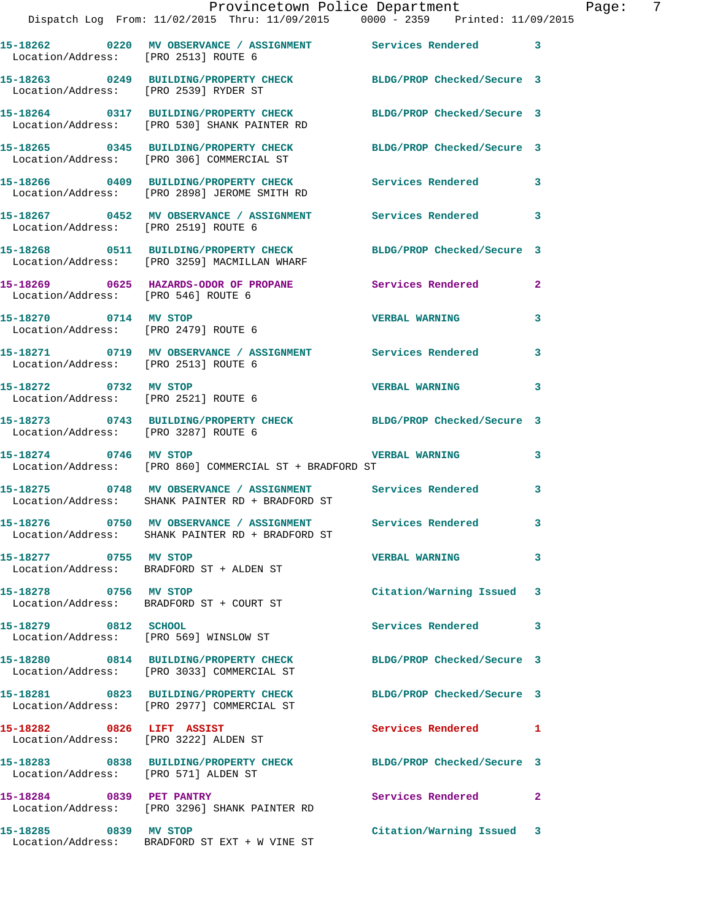15-18262 0220 MV OBSERVANCE / ASSIGNMENT Services Rendered 3
Location/Address: [PRO 2513] ROUTE 6

15-18263 0249 BUILDING/PROPERTY CHECK BLDG/PROP Checked/Secure 3
Location/Address: [PRO 2539] RYDER ST

15-18264 0317 BUILDING/PROPERTY CHECK BLDG/PROP Checked/Secure 3
Location/Address: [PRO 530] SHANK PAINTER RD

15-18265 0345 BUILDING/PROPERTY CHECK BLDG/PROP Checked/Secure 3
Location/Address: [PRO 306] COMMERCIAL ST

15-18266 0409 BUILDING/PROPERTY CHECK Services Rendered 3
Location/Address: [PRO 2898] JEROME SMITH RD

15-18267 0452 MV OBSERVANCE / ASSIGNMENT Services Rendered 3
Location/Address: [PRO 2519] ROUTE 6

15-18268 0511 BUILDING/PROPERTY CHECK BLDG/PROP Checked/Secure 3
Location/Address: [PRO 3259] MACMILLAN WHARF

15-18269 0625 HAZARDS-ODOR OF PROPANE Services Rendered 2
Location/Address: [PRO 546] ROUTE 6

15-18270 0714 MV STOP VERBAL WARNING 3
Location/Address: [PRO 2479] ROUTE 6

15-18271 0719 MV OBSERVANCE / ASSIGNMENT Services Rendered 3
Location/Address: [PRO 2513] ROUTE 6

15-18272 0732 MV STOP VERBAL WARNING 3
Location/Address: [PRO 2521] ROUTE 6

15-18273 0743 BUILDING/PROPERTY CHECK BLDG/PROP Checked/Secure 3
Location/Address: [PRO 3287] ROUTE 6

15-18274 0746 MV STOP VERBAL WARNING 3
Location/Address: [PRO 860] COMMERCIAL ST + BRADFORD ST

15-18275 0748 MV OBSERVANCE / ASSIGNMENT Services Rendered 3
Location/Address: SHANK PAINTER RD + BRADFORD ST

15-18276 0750 MV OBSERVANCE / ASSIGNMENT Services Rendered 3
Location/Address: SHANK PAINTER RD + BRADFORD ST

15-18277 0755 MV STOP VERBAL WARNING 3
Location/Address: BRADFORD ST + ALDEN ST

15-18278 0756 MV STOP Citation/Warning Issued 3
Location/Address: BRADFORD ST + COURT ST

15-18279 0812 SCHOOL Services Rendered 3
Location/Address: [PRO 569] WINSLOW ST

15-18280 0814 BUILDING/PROPERTY CHECK BLDG/PROP Checked/Secure 3
Location/Address: [PRO 3033] COMMERCIAL ST

15-18281 0823 BUILDING/PROPERTY CHECK BLDG/PROP Checked/Secure 3
Location/Address: [PRO 2977] COMMERCIAL ST

15-18282 0826 LIFT ASSIST Services Rendered 1
Location/Address: [PRO 3222] ALDEN ST

15-18283 0838 BUILDING/PROPERTY CHECK BLDG/PROP Checked/Secure 3
Location/Address: [PRO 571] ALDEN ST

15-18284 0839 PET PANTRY Services Rendered 2
Location/Address: [PRO 3296] SHANK PAINTER RD

15-18285 0839 MV STOP Citation/Warning Issued 3
Location/Address: BRADFORD ST EXT + W VINE ST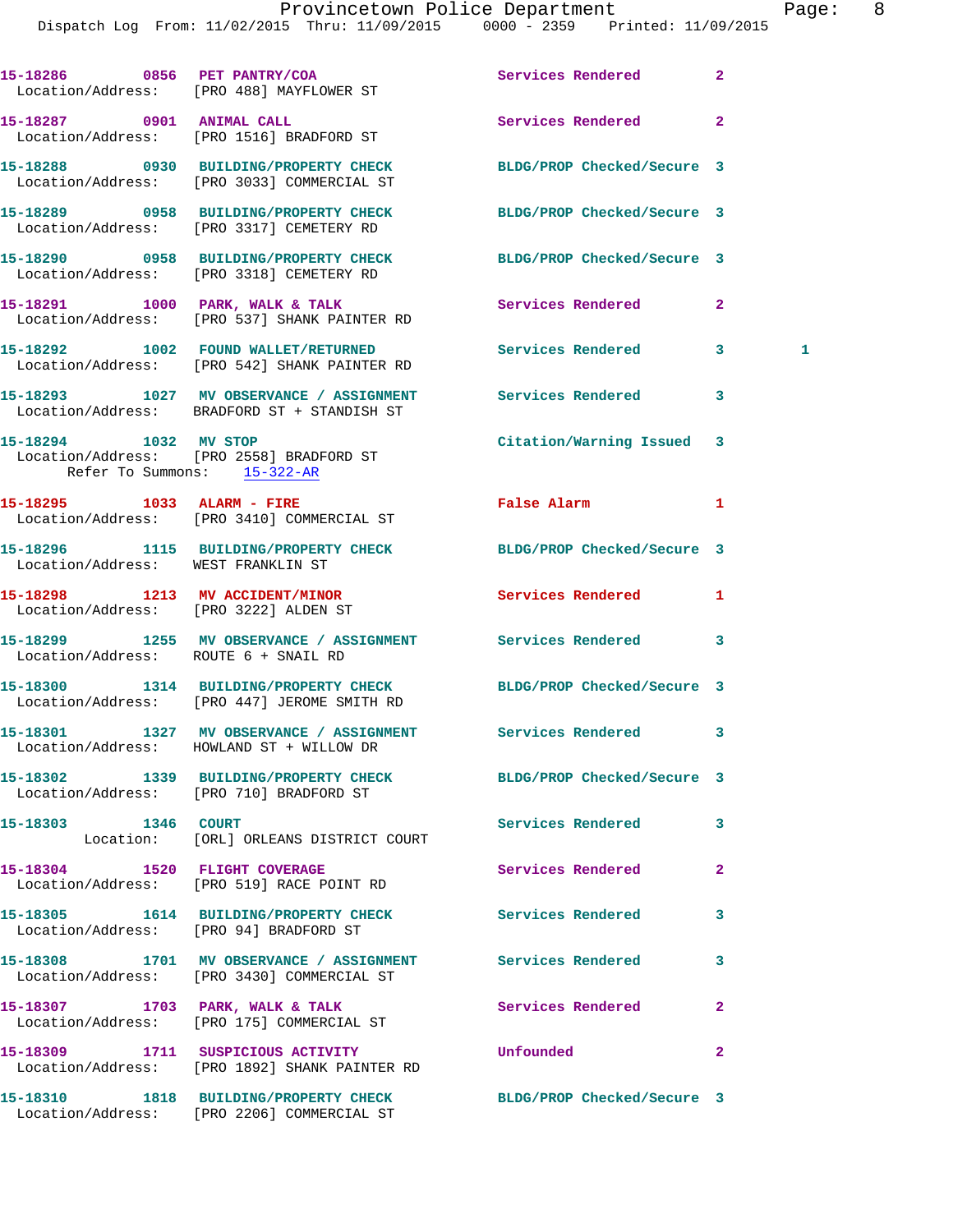15-18286 0856 PET PANTRY/COA Services Rendered 2
Location/Address: [PRO 488] MAYFLOWER ST

15-18287 0901 ANIMAL CALL Services Rendered 2
Location/Address: [PRO 1516] BRADFORD ST

15-18288 0930 BUILDING/PROPERTY CHECK BLDG/PROP Checked/Secure 3
Location/Address: [PRO 3033] COMMERCIAL ST

15-18289 0958 BUILDING/PROPERTY CHECK BLDG/PROP Checked/Secure 3
Location/Address: [PRO 3317] CEMETERY RD

15-18290 0958 BUILDING/PROPERTY CHECK BLDG/PROP Checked/Secure 3
Location/Address: [PRO 3318] CEMETERY RD

15-18291 1000 PARK, WALK & TALK Services Rendered 2
Location/Address: [PRO 537] SHANK PAINTER RD

15-18292 1002 FOUND WALLET/RETURNED Services Rendered 3 1
Location/Address: [PRO 542] SHANK PAINTER RD

15-18293 1027 MV OBSERVANCE / ASSIGNMENT Services Rendered 3
Location/Address: BRADFORD ST + STANDISH ST

15-18294 1032 MV STOP Citation/Warning Issued 3
Location/Address: [PRO 2558] BRADFORD ST
Refer To Summons: 15-322-AR

15-18295 1033 ALARM - FIRE False Alarm 1
Location/Address: [PRO 3410] COMMERCIAL ST

15-18296 1115 BUILDING/PROPERTY CHECK BLDG/PROP Checked/Secure 3
Location/Address: WEST FRANKLIN ST

15-18298 1213 MV ACCIDENT/MINOR Services Rendered 1
Location/Address: [PRO 3222] ALDEN ST

15-18299 1255 MV OBSERVANCE / ASSIGNMENT Services Rendered 3
Location/Address: ROUTE 6 + SNAIL RD

15-18300 1314 BUILDING/PROPERTY CHECK BLDG/PROP Checked/Secure 3
Location/Address: [PRO 447] JEROME SMITH RD

15-18301 1327 MV OBSERVANCE / ASSIGNMENT Services Rendered 3
Location/Address: HOWLAND ST + WILLOW DR

15-18302 1339 BUILDING/PROPERTY CHECK BLDG/PROP Checked/Secure 3
Location/Address: [PRO 710] BRADFORD ST

15-18303 1346 COURT Services Rendered 3
Location: [ORL] ORLEANS DISTRICT COURT

15-18304 1520 FLIGHT COVERAGE Services Rendered 2
Location/Address: [PRO 519] RACE POINT RD

15-18305 1614 BUILDING/PROPERTY CHECK Services Rendered 3
Location/Address: [PRO 94] BRADFORD ST

15-18308 1701 MV OBSERVANCE / ASSIGNMENT Services Rendered 3
Location/Address: [PRO 3430] COMMERCIAL ST

15-18307 1703 PARK, WALK & TALK Services Rendered 2
Location/Address: [PRO 175] COMMERCIAL ST

15-18309 1711 SUSPICIOUS ACTIVITY Unfounded 2
Location/Address: [PRO 1892] SHANK PAINTER RD

15-18310 1818 BUILDING/PROPERTY CHECK BLDG/PROP Checked/Secure 3
Location/Address: [PRO 2206] COMMERCIAL ST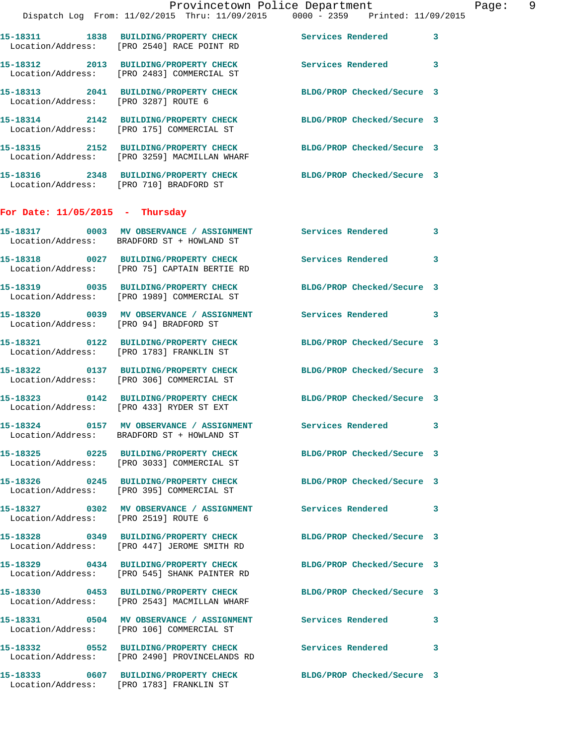15-18311 1838 BUILDING/PROPERTY CHECK Services Rendered 3
Location/Address: [PRO 2540] RACE POINT RD

15-18312 2013 BUILDING/PROPERTY CHECK Services Rendered 3
Location/Address: [PRO 2483] COMMERCIAL ST

15-18313 2041 BUILDING/PROPERTY CHECK BLDG/PROP Checked/Secure 3
Location/Address: [PRO 3287] ROUTE 6

15-18314 2142 BUILDING/PROPERTY CHECK BLDG/PROP Checked/Secure 3
Location/Address: [PRO 175] COMMERCIAL ST

15-18315 2152 BUILDING/PROPERTY CHECK BLDG/PROP Checked/Secure 3
Location/Address: [PRO 3259] MACMILLAN WHARF

15-18316 2348 BUILDING/PROPERTY CHECK BLDG/PROP Checked/Secure 3
Location/Address: [PRO 710] BRADFORD ST

## For Date: 11/05/2015 - Thursday

15-18317 0003 MV OBSERVANCE / ASSIGNMENT Services Rendered 3
Location/Address: BRADFORD ST + HOWLAND ST

15-18318 0027 BUILDING/PROPERTY CHECK Services Rendered 3
Location/Address: [PRO 75] CAPTAIN BERTIE RD

15-18319 0035 BUILDING/PROPERTY CHECK BLDG/PROP Checked/Secure 3
Location/Address: [PRO 1989] COMMERCIAL ST

15-18320 0039 MV OBSERVANCE / ASSIGNMENT Services Rendered 3
Location/Address: [PRO 94] BRADFORD ST

15-18321 0122 BUILDING/PROPERTY CHECK BLDG/PROP Checked/Secure 3
Location/Address: [PRO 1783] FRANKLIN ST

15-18322 0137 BUILDING/PROPERTY CHECK BLDG/PROP Checked/Secure 3
Location/Address: [PRO 306] COMMERCIAL ST

15-18323 0142 BUILDING/PROPERTY CHECK BLDG/PROP Checked/Secure 3
Location/Address: [PRO 433] RYDER ST EXT

15-18324 0157 MV OBSERVANCE / ASSIGNMENT Services Rendered 3
Location/Address: BRADFORD ST + HOWLAND ST

15-18325 0225 BUILDING/PROPERTY CHECK BLDG/PROP Checked/Secure 3
Location/Address: [PRO 3033] COMMERCIAL ST

15-18326 0245 BUILDING/PROPERTY CHECK BLDG/PROP Checked/Secure 3
Location/Address: [PRO 395] COMMERCIAL ST

15-18327 0302 MV OBSERVANCE / ASSIGNMENT Services Rendered 3
Location/Address: [PRO 2519] ROUTE 6

15-18328 0349 BUILDING/PROPERTY CHECK BLDG/PROP Checked/Secure 3
Location/Address: [PRO 447] JEROME SMITH RD

15-18329 0434 BUILDING/PROPERTY CHECK BLDG/PROP Checked/Secure 3
Location/Address: [PRO 545] SHANK PAINTER RD

15-18330 0453 BUILDING/PROPERTY CHECK BLDG/PROP Checked/Secure 3
Location/Address: [PRO 2543] MACMILLAN WHARF

15-18331 0504 MV OBSERVANCE / ASSIGNMENT Services Rendered 3
Location/Address: [PRO 106] COMMERCIAL ST

15-18332 0552 BUILDING/PROPERTY CHECK Services Rendered 3
Location/Address: [PRO 2490] PROVINCELANDS RD

15-18333 0607 BUILDING/PROPERTY CHECK BLDG/PROP Checked/Secure 3
Location/Address: [PRO 1783] FRANKLIN ST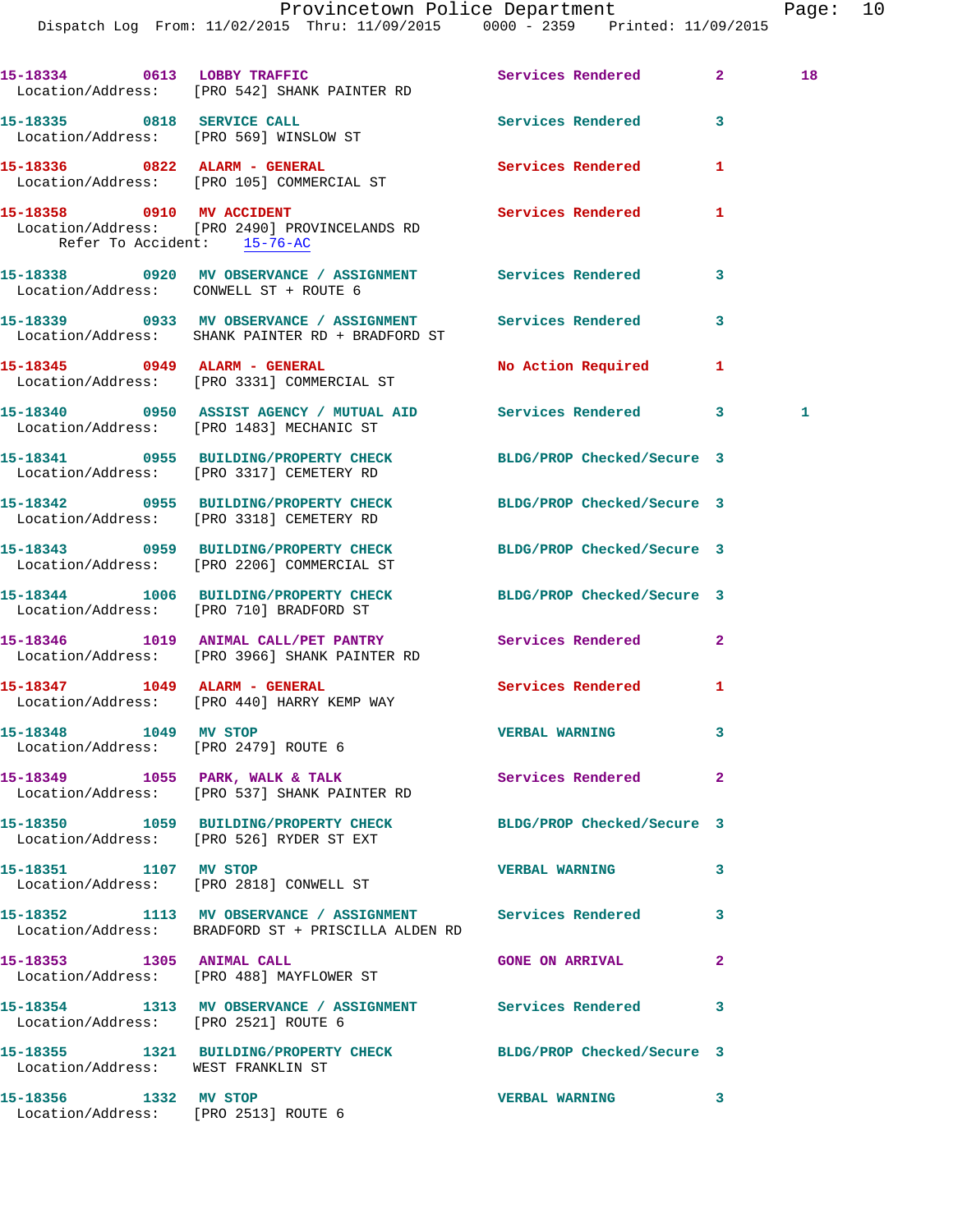15-18334 0613 LOBBY TRAFFIC Services Rendered 2 18
Location/Address: [PRO 542] SHANK PAINTER RD

15-18335 0818 SERVICE CALL Services Rendered 3
Location/Address: [PRO 569] WINSLOW ST

15-18336 0822 ALARM - GENERAL Services Rendered 1
Location/Address: [PRO 105] COMMERCIAL ST

15-18358 0910 MV ACCIDENT Services Rendered 1
Location/Address: [PRO 2490] PROVINCELANDS RD
Refer To Accident: 15-76-AC

15-18338 0920 MV OBSERVANCE / ASSIGNMENT Services Rendered 3
Location/Address: CONWELL ST + ROUTE 6

15-18339 0933 MV OBSERVANCE / ASSIGNMENT Services Rendered 3
Location/Address: SHANK PAINTER RD + BRADFORD ST

15-18345 0949 ALARM - GENERAL No Action Required 1
Location/Address: [PRO 3331] COMMERCIAL ST

15-18340 0950 ASSIST AGENCY / MUTUAL AID Services Rendered 3 1
Location/Address: [PRO 1483] MECHANIC ST

15-18341 0955 BUILDING/PROPERTY CHECK BLDG/PROP Checked/Secure 3
Location/Address: [PRO 3317] CEMETERY RD

15-18342 0955 BUILDING/PROPERTY CHECK BLDG/PROP Checked/Secure 3
Location/Address: [PRO 3318] CEMETERY RD

15-18343 0959 BUILDING/PROPERTY CHECK BLDG/PROP Checked/Secure 3
Location/Address: [PRO 2206] COMMERCIAL ST

15-18344 1006 BUILDING/PROPERTY CHECK BLDG/PROP Checked/Secure 3
Location/Address: [PRO 710] BRADFORD ST

15-18346 1019 ANIMAL CALL/PET PANTRY Services Rendered 2
Location/Address: [PRO 3966] SHANK PAINTER RD

15-18347 1049 ALARM - GENERAL Services Rendered 1
Location/Address: [PRO 440] HARRY KEMP WAY

15-18348 1049 MV STOP VERBAL WARNING 3
Location/Address: [PRO 2479] ROUTE 6

15-18349 1055 PARK, WALK & TALK Services Rendered 2
Location/Address: [PRO 537] SHANK PAINTER RD

15-18350 1059 BUILDING/PROPERTY CHECK BLDG/PROP Checked/Secure 3
Location/Address: [PRO 526] RYDER ST EXT

15-18351 1107 MV STOP VERBAL WARNING 3
Location/Address: [PRO 2818] CONWELL ST

15-18352 1113 MV OBSERVANCE / ASSIGNMENT Services Rendered 3
Location/Address: BRADFORD ST + PRISCILLA ALDEN RD

15-18353 1305 ANIMAL CALL GONE ON ARRIVAL 2
Location/Address: [PRO 488] MAYFLOWER ST

15-18354 1313 MV OBSERVANCE / ASSIGNMENT Services Rendered 3
Location/Address: [PRO 2521] ROUTE 6

15-18355 1321 BUILDING/PROPERTY CHECK BLDG/PROP Checked/Secure 3
Location/Address: WEST FRANKLIN ST

15-18356 1332 MV STOP VERBAL WARNING 3
Location/Address: [PRO 2513] ROUTE 6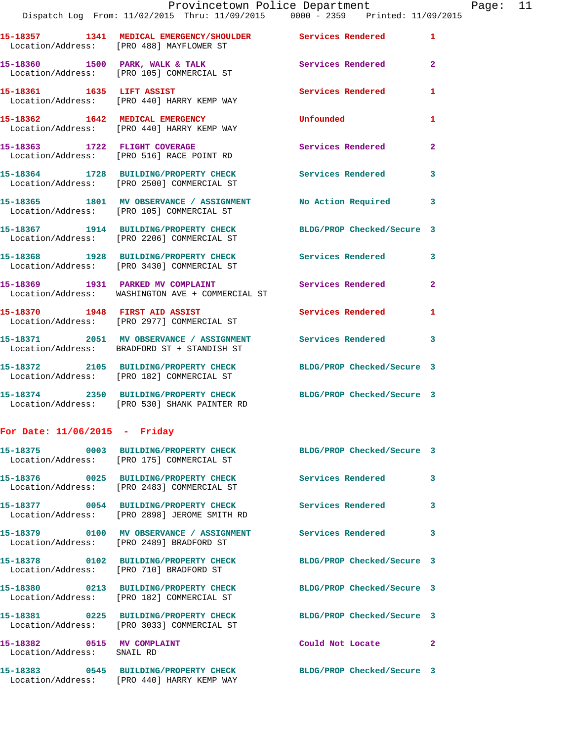15-18357 1341 MEDICAL EMERGENCY/SHOULDER Services Rendered 1
Location/Address: [PRO 488] MAYFLOWER ST

15-18360 1500 PARK, WALK & TALK Services Rendered 2
Location/Address: [PRO 105] COMMERCIAL ST

15-18361 1635 LIFT ASSIST Services Rendered 1
Location/Address: [PRO 440] HARRY KEMP WAY

15-18362 1642 MEDICAL EMERGENCY Unfounded 1
Location/Address: [PRO 440] HARRY KEMP WAY

15-18363 1722 FLIGHT COVERAGE Services Rendered 2
Location/Address: [PRO 516] RACE POINT RD

15-18364 1728 BUILDING/PROPERTY CHECK Services Rendered 3
Location/Address: [PRO 2500] COMMERCIAL ST

15-18365 1801 MV OBSERVANCE / ASSIGNMENT No Action Required 3
Location/Address: [PRO 105] COMMERCIAL ST

15-18367 1914 BUILDING/PROPERTY CHECK BLDG/PROP Checked/Secure 3
Location/Address: [PRO 2206] COMMERCIAL ST

15-18368 1928 BUILDING/PROPERTY CHECK Services Rendered 3
Location/Address: [PRO 3430] COMMERCIAL ST

15-18369 1931 PARKED MV COMPLAINT Services Rendered 2
Location/Address: WASHINGTON AVE + COMMERCIAL ST

15-18370 1948 FIRST AID ASSIST Services Rendered 1
Location/Address: [PRO 2977] COMMERCIAL ST

15-18371 2051 MV OBSERVANCE / ASSIGNMENT Services Rendered 3
Location/Address: BRADFORD ST + STANDISH ST

15-18372 2105 BUILDING/PROPERTY CHECK BLDG/PROP Checked/Secure 3
Location/Address: [PRO 182] COMMERCIAL ST

15-18374 2350 BUILDING/PROPERTY CHECK BLDG/PROP Checked/Secure 3
Location/Address: [PRO 530] SHANK PAINTER RD

## For Date: 11/06/2015 - Friday

15-18375 0003 BUILDING/PROPERTY CHECK BLDG/PROP Checked/Secure 3
Location/Address: [PRO 175] COMMERCIAL ST

15-18376 0025 BUILDING/PROPERTY CHECK Services Rendered 3
Location/Address: [PRO 2483] COMMERCIAL ST

15-18377 0054 BUILDING/PROPERTY CHECK Services Rendered 3
Location/Address: [PRO 2898] JEROME SMITH RD

15-18379 0100 MV OBSERVANCE / ASSIGNMENT Services Rendered 3
Location/Address: [PRO 2489] BRADFORD ST

15-18378 0102 BUILDING/PROPERTY CHECK BLDG/PROP Checked/Secure 3
Location/Address: [PRO 710] BRADFORD ST

15-18380 0213 BUILDING/PROPERTY CHECK BLDG/PROP Checked/Secure 3
Location/Address: [PRO 182] COMMERCIAL ST

15-18381 0225 BUILDING/PROPERTY CHECK BLDG/PROP Checked/Secure 3
Location/Address: [PRO 3033] COMMERCIAL ST

15-18382 0515 MV COMPLAINT Could Not Locate 2
Location/Address: SNAIL RD

15-18383 0545 BUILDING/PROPERTY CHECK BLDG/PROP Checked/Secure 3
Location/Address: [PRO 440] HARRY KEMP WAY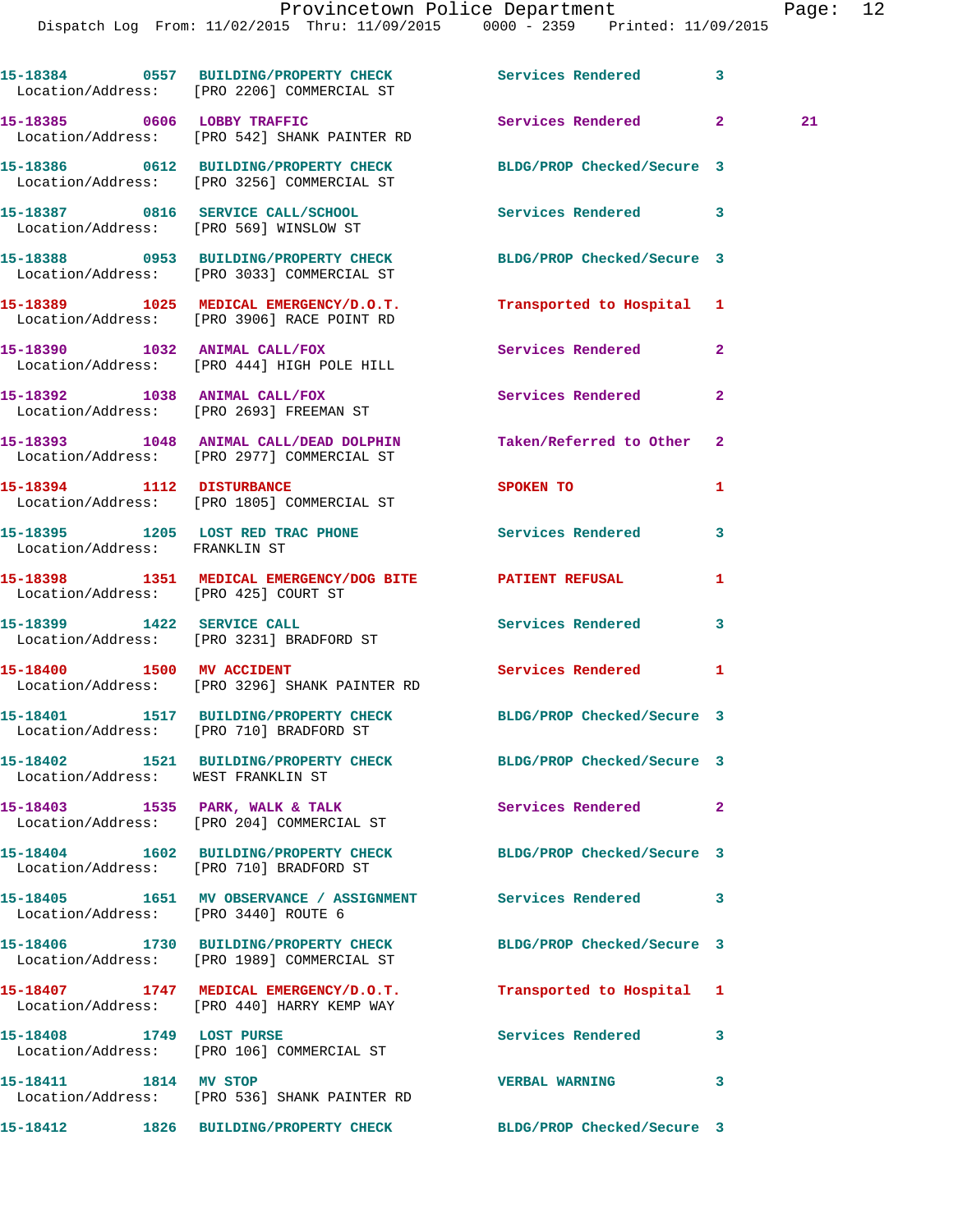15-18384 0557 BUILDING/PROPERTY CHECK Services Rendered 3
Location/Address: [PRO 2206] COMMERCIAL ST

15-18385 0606 LOBBY TRAFFIC Services Rendered 2 21
Location/Address: [PRO 542] SHANK PAINTER RD

15-18386 0612 BUILDING/PROPERTY CHECK BLDG/PROP Checked/Secure 3
Location/Address: [PRO 3256] COMMERCIAL ST

15-18387 0816 SERVICE CALL/SCHOOL Services Rendered 3
Location/Address: [PRO 569] WINSLOW ST

15-18388 0953 BUILDING/PROPERTY CHECK BLDG/PROP Checked/Secure 3
Location/Address: [PRO 3033] COMMERCIAL ST

15-18389 1025 MEDICAL EMERGENCY/D.O.T. Transported to Hospital 1
Location/Address: [PRO 3906] RACE POINT RD

15-18390 1032 ANIMAL CALL/FOX Services Rendered 2
Location/Address: [PRO 444] HIGH POLE HILL

15-18392 1038 ANIMAL CALL/FOX Services Rendered 2
Location/Address: [PRO 2693] FREEMAN ST

15-18393 1048 ANIMAL CALL/DEAD DOLPHIN Taken/Referred to Other 2
Location/Address: [PRO 2977] COMMERCIAL ST

15-18394 1112 DISTURBANCE SPOKEN TO 1
Location/Address: [PRO 1805] COMMERCIAL ST

15-18395 1205 LOST RED TRAC PHONE Services Rendered 3
Location/Address: FRANKLIN ST

15-18398 1351 MEDICAL EMERGENCY/DOG BITE PATIENT REFUSAL 1
Location/Address: [PRO 425] COURT ST

15-18399 1422 SERVICE CALL Services Rendered 3
Location/Address: [PRO 3231] BRADFORD ST

15-18400 1500 MV ACCIDENT Services Rendered 1
Location/Address: [PRO 3296] SHANK PAINTER RD

15-18401 1517 BUILDING/PROPERTY CHECK BLDG/PROP Checked/Secure 3
Location/Address: [PRO 710] BRADFORD ST

15-18402 1521 BUILDING/PROPERTY CHECK BLDG/PROP Checked/Secure 3
Location/Address: WEST FRANKLIN ST

15-18403 1535 PARK, WALK & TALK Services Rendered 2
Location/Address: [PRO 204] COMMERCIAL ST

15-18404 1602 BUILDING/PROPERTY CHECK BLDG/PROP Checked/Secure 3
Location/Address: [PRO 710] BRADFORD ST

15-18405 1651 MV OBSERVATION / ASSIGNMENT Services Rendered 3
Location/Address: [PRO 3440] ROUTE 6

15-18406 1730 BUILDING/PROPERTY CHECK BLDG/PROP Checked/Secure 3
Location/Address: [PRO 1989] COMMERCIAL ST

15-18407 1747 MEDICAL EMERGENCY/D.O.T. Transported to Hospital 1
Location/Address: [PRO 440] HARRY KEMP WAY

15-18408 1749 LOST PURSE Services Rendered 3
Location/Address: [PRO 106] COMMERCIAL ST

15-18411 1814 MV STOP VERBAL WARNING 3
Location/Address: [PRO 536] SHANK PAINTER RD

15-18412 1826 BUILDING/PROPERTY CHECK BLDG/PROP Checked/Secure 3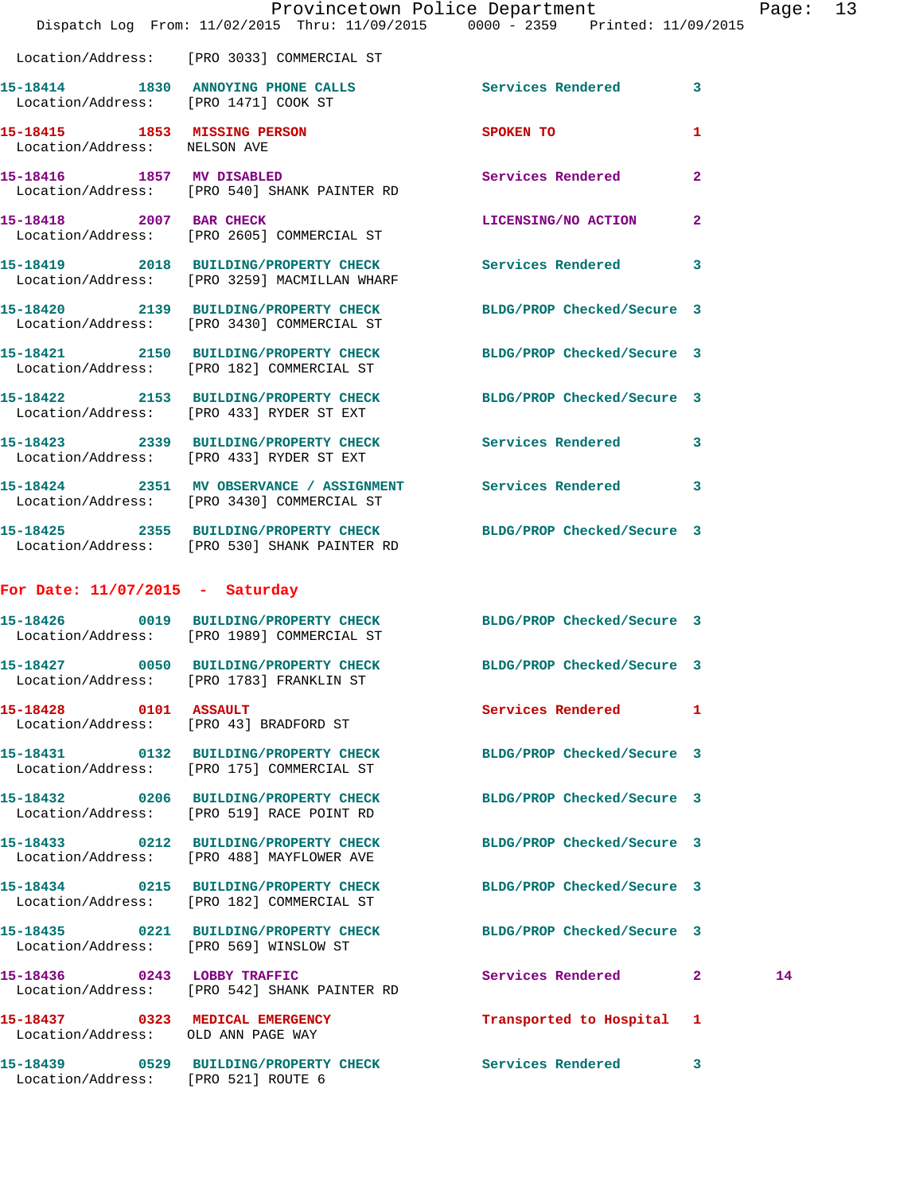Location/Address: [PRO 3033] COMMERCIAL ST

**15-18414** 1830 **ANNOYING PHONE CALLS** Services Rendered 3
Location/Address: [PRO 1471] COOK ST

**15-18415** 1853 **MISSING PERSON** SPOKEN TO 1
Location/Address: NELSON AVE

**15-18416** 1857 **MV DISABLED** Services Rendered 2
Location/Address: [PRO 540] SHANK PAINTER RD

**15-18418** 2007 **BAR CHECK** LICENSING/NO ACTION 2
Location/Address: [PRO 2605] COMMERCIAL ST

**15-18419** 2018 **BUILDING/PROPERTY CHECK** Services Rendered 3
Location/Address: [PRO 3259] MACMILLAN WHARF

**15-18420** 2139 **BUILDING/PROPERTY CHECK** BLDG/PROP Checked/Secure 3
Location/Address: [PRO 3430] COMMERCIAL ST

**15-18421** 2150 **BUILDING/PROPERTY CHECK** BLDG/PROP Checked/Secure 3
Location/Address: [PRO 182] COMMERCIAL ST

**15-18422** 2153 **BUILDING/PROPERTY CHECK** BLDG/PROP Checked/Secure 3
Location/Address: [PRO 433] RYDER ST EXT

**15-18423** 2339 **BUILDING/PROPERTY CHECK** Services Rendered 3
Location/Address: [PRO 433] RYDER ST EXT

**15-18424** 2351 **MV OBSERVANCE / ASSIGNMENT** Services Rendered 3
Location/Address: [PRO 3430] COMMERCIAL ST

**15-18425** 2355 **BUILDING/PROPERTY CHECK** BLDG/PROP Checked/Secure 3
Location/Address: [PRO 530] SHANK PAINTER RD

## For Date: 11/07/2015 - Saturday

**15-18426** 0019 **BUILDING/PROPERTY CHECK** BLDG/PROP Checked/Secure 3
Location/Address: [PRO 1989] COMMERCIAL ST

**15-18427** 0050 **BUILDING/PROPERTY CHECK** BLDG/PROP Checked/Secure 3
Location/Address: [PRO 1783] FRANKLIN ST

**15-18428** 0101 **ASSAULT** Services Rendered 1
Location/Address: [PRO 43] BRADFORD ST

**15-18431** 0132 **BUILDING/PROPERTY CHECK** BLDG/PROP Checked/Secure 3
Location/Address: [PRO 175] COMMERCIAL ST

**15-18432** 0206 **BUILDING/PROPERTY CHECK** BLDG/PROP Checked/Secure 3
Location/Address: [PRO 519] RACE POINT RD

**15-18433** 0212 **BUILDING/PROPERTY CHECK** BLDG/PROP Checked/Secure 3
Location/Address: [PRO 488] MAYFLOWER AVE

**15-18434** 0215 **BUILDING/PROPERTY CHECK** BLDG/PROP Checked/Secure 3
Location/Address: [PRO 182] COMMERCIAL ST

**15-18435** 0221 **BUILDING/PROPERTY CHECK** BLDG/PROP Checked/Secure 3
Location/Address: [PRO 569] WINSLOW ST

**15-18436** 0243 **LOBBY TRAFFIC** Services Rendered 2 14
Location/Address: [PRO 542] SHANK PAINTER RD

**15-18437** 0323 **MEDICAL EMERGENCY** Transported to Hospital 1
Location/Address: OLD ANN PAGE WAY

**15-18439** 0529 **BUILDING/PROPERTY CHECK** Services Rendered 3
Location/Address: [PRO 521] ROUTE 6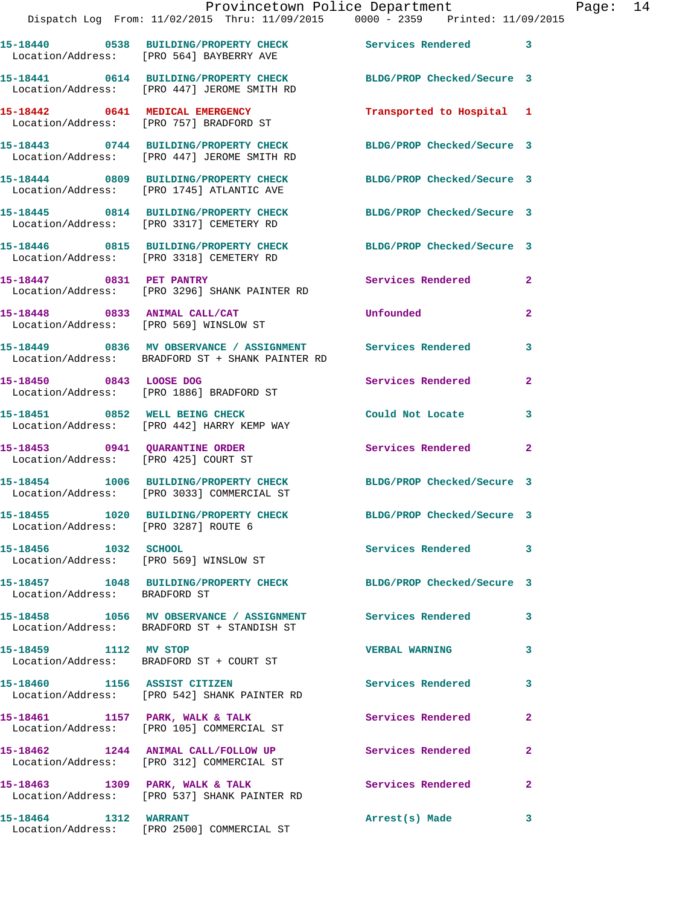| Call No. | Time | Call Type | Disposition | Priority |
|---|---|---|---|---|
| 15-18440 | 0538 | BUILDING/PROPERTY CHECK | Services Rendered | 3 |
| Location/Address: | | [PRO 564] BAYBERRY AVE | | |
| 15-18441 | 0614 | BUILDING/PROPERTY CHECK | BLDG/PROP Checked/Secure | 3 |
| Location/Address: | | [PRO 447] JEROME SMITH RD | | |
| 15-18442 | 0641 | MEDICAL EMERGENCY | Transported to Hospital | 1 |
| Location/Address: | | [PRO 757] BRADFORD ST | | |
| 15-18443 | 0744 | BUILDING/PROPERTY CHECK | BLDG/PROP Checked/Secure | 3 |
| Location/Address: | | [PRO 447] JEROME SMITH RD | | |
| 15-18444 | 0809 | BUILDING/PROPERTY CHECK | BLDG/PROP Checked/Secure | 3 |
| Location/Address: | | [PRO 1745] ATLANTIC AVE | | |
| 15-18445 | 0814 | BUILDING/PROPERTY CHECK | BLDG/PROP Checked/Secure | 3 |
| Location/Address: | | [PRO 3317] CEMETERY RD | | |
| 15-18446 | 0815 | BUILDING/PROPERTY CHECK | BLDG/PROP Checked/Secure | 3 |
| Location/Address: | | [PRO 3318] CEMETERY RD | | |
| 15-18447 | 0831 | PET PANTRY | Services Rendered | 2 |
| Location/Address: | | [PRO 3296] SHANK PAINTER RD | | |
| 15-18448 | 0833 | ANIMAL CALL/CAT | Unfounded | 2 |
| Location/Address: | | [PRO 569] WINSLOW ST | | |
| 15-18449 | 0836 | MV OBSERVANCE / ASSIGNMENT | Services Rendered | 3 |
| Location/Address: | | BRADFORD ST + SHANK PAINTER RD | | |
| 15-18450 | 0843 | LOOSE DOG | Services Rendered | 2 |
| Location/Address: | | [PRO 1886] BRADFORD ST | | |
| 15-18451 | 0852 | WELL BEING CHECK | Could Not Locate | 3 |
| Location/Address: | | [PRO 442] HARRY KEMP WAY | | |
| 15-18453 | 0941 | QUARANTINE ORDER | Services Rendered | 2 |
| Location/Address: | | [PRO 425] COURT ST | | |
| 15-18454 | 1006 | BUILDING/PROPERTY CHECK | BLDG/PROP Checked/Secure | 3 |
| Location/Address: | | [PRO 3033] COMMERCIAL ST | | |
| 15-18455 | 1020 | BUILDING/PROPERTY CHECK | BLDG/PROP Checked/Secure | 3 |
| Location/Address: | | [PRO 3287] ROUTE 6 | | |
| 15-18456 | 1032 | SCHOOL | Services Rendered | 3 |
| Location/Address: | | [PRO 569] WINSLOW ST | | |
| 15-18457 | 1048 | BUILDING/PROPERTY CHECK | BLDG/PROP Checked/Secure | 3 |
| Location/Address: | | BRADFORD ST | | |
| 15-18458 | 1056 | MV OBSERVANCE / ASSIGNMENT | Services Rendered | 3 |
| Location/Address: | | BRADFORD ST + STANDISH ST | | |
| 15-18459 | 1112 | MV STOP | VERBAL WARNING | 3 |
| Location/Address: | | BRADFORD ST + COURT ST | | |
| 15-18460 | 1156 | ASSIST CITIZEN | Services Rendered | 3 |
| Location/Address: | | [PRO 542] SHANK PAINTER RD | | |
| 15-18461 | 1157 | PARK, WALK & TALK | Services Rendered | 2 |
| Location/Address: | | [PRO 105] COMMERCIAL ST | | |
| 15-18462 | 1244 | ANIMAL CALL/FOLLOW UP | Services Rendered | 2 |
| Location/Address: | | [PRO 312] COMMERCIAL ST | | |
| 15-18463 | 1309 | PARK, WALK & TALK | Services Rendered | 2 |
| Location/Address: | | [PRO 537] SHANK PAINTER RD | | |
| 15-18464 | 1312 | WARRANT | Arrest(s) Made | 3 |
| Location/Address: | | [PRO 2500] COMMERCIAL ST | | |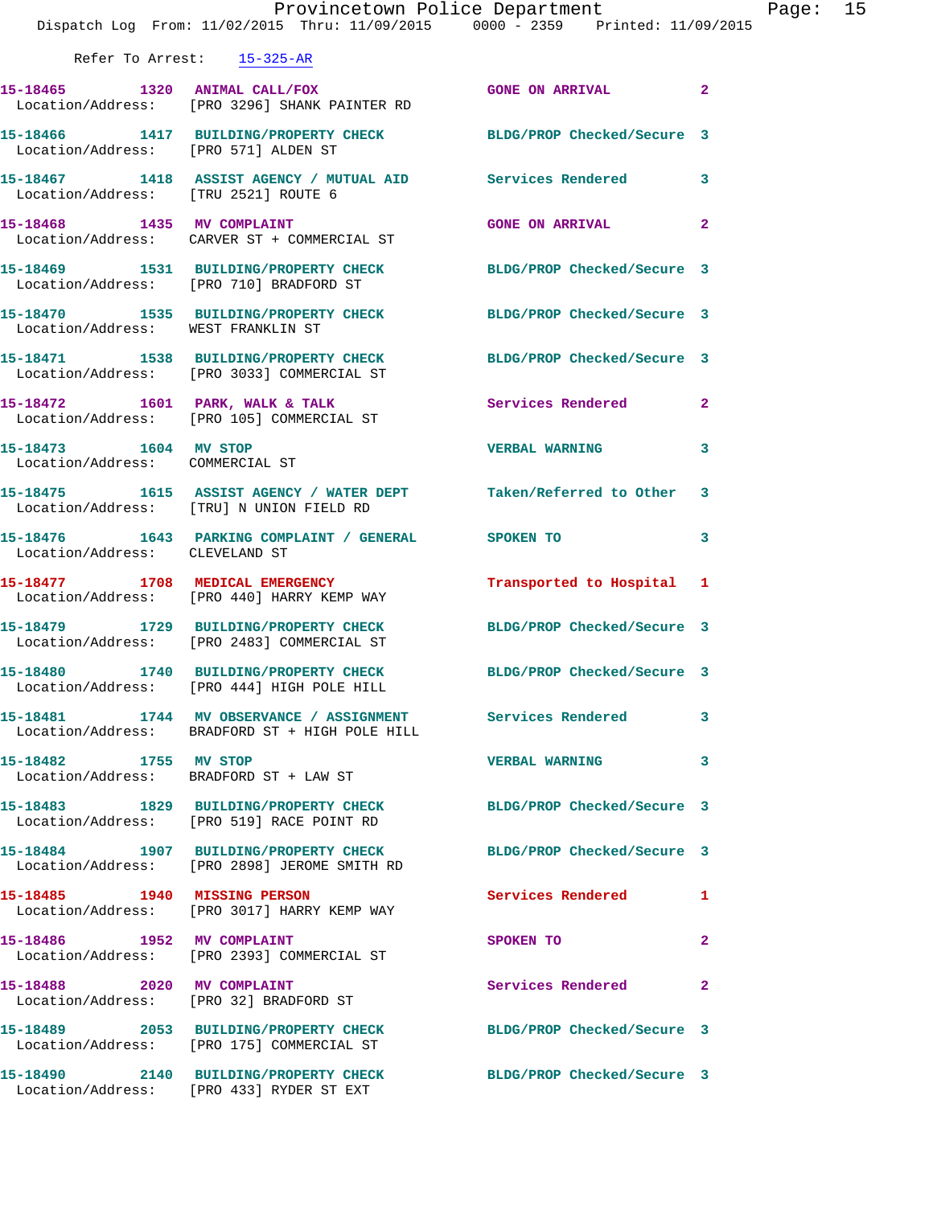Refer To Arrest: 15-325-AR

| Call # | Time | Call Reason | Action | Priority |
|---|---|---|---|---|
| 15-18465 | 1320 | ANIMAL CALL/FOX | GONE ON ARRIVAL | 2 |
| Location/Address: | | [PRO 3296] SHANK PAINTER RD | | |
| 15-18466 | 1417 | BUILDING/PROPERTY CHECK | BLDG/PROP Checked/Secure | 3 |
| Location/Address: | | [PRO 571] ALDEN ST | | |
| 15-18467 | 1418 | ASSIST AGENCY / MUTUAL AID | Services Rendered | 3 |
| Location/Address: | | [TRU 2521] ROUTE 6 | | |
| 15-18468 | 1435 | MV COMPLAINT | GONE ON ARRIVAL | 2 |
| Location/Address: | | CARVER ST + COMMERCIAL ST | | |
| 15-18469 | 1531 | BUILDING/PROPERTY CHECK | BLDG/PROP Checked/Secure | 3 |
| Location/Address: | | [PRO 710] BRADFORD ST | | |
| 15-18470 | 1535 | BUILDING/PROPERTY CHECK | BLDG/PROP Checked/Secure | 3 |
| Location/Address: | | WEST FRANKLIN ST | | |
| 15-18471 | 1538 | BUILDING/PROPERTY CHECK | BLDG/PROP Checked/Secure | 3 |
| Location/Address: | | [PRO 3033] COMMERCIAL ST | | |
| 15-18472 | 1601 | PARK, WALK & TALK | Services Rendered | 2 |
| Location/Address: | | [PRO 105] COMMERCIAL ST | | |
| 15-18473 | 1604 | MV STOP | VERBAL WARNING | 3 |
| Location/Address: | | COMMERCIAL ST | | |
| 15-18475 | 1615 | ASSIST AGENCY / WATER DEPT | Taken/Referred to Other | 3 |
| Location/Address: | | [TRU] N UNION FIELD RD | | |
| 15-18476 | 1643 | PARKING COMPLAINT / GENERAL | SPOKEN TO | 3 |
| Location/Address: | | CLEVELAND ST | | |
| 15-18477 | 1708 | MEDICAL EMERGENCY | Transported to Hospital | 1 |
| Location/Address: | | [PRO 440] HARRY KEMP WAY | | |
| 15-18479 | 1729 | BUILDING/PROPERTY CHECK | BLDG/PROP Checked/Secure | 3 |
| Location/Address: | | [PRO 2483] COMMERCIAL ST | | |
| 15-18480 | 1740 | BUILDING/PROPERTY CHECK | BLDG/PROP Checked/Secure | 3 |
| Location/Address: | | [PRO 444] HIGH POLE HILL | | |
| 15-18481 | 1744 | MV OBSERVANCE / ASSIGNMENT | Services Rendered | 3 |
| Location/Address: | | BRADFORD ST + HIGH POLE HILL | | |
| 15-18482 | 1755 | MV STOP | VERBAL WARNING | 3 |
| Location/Address: | | BRADFORD ST + LAW ST | | |
| 15-18483 | 1829 | BUILDING/PROPERTY CHECK | BLDG/PROP Checked/Secure | 3 |
| Location/Address: | | [PRO 519] RACE POINT RD | | |
| 15-18484 | 1907 | BUILDING/PROPERTY CHECK | BLDG/PROP Checked/Secure | 3 |
| Location/Address: | | [PRO 2898] JEROME SMITH RD | | |
| 15-18485 | 1940 | MISSING PERSON | Services Rendered | 1 |
| Location/Address: | | [PRO 3017] HARRY KEMP WAY | | |
| 15-18486 | 1952 | MV COMPLAINT | SPOKEN TO | 2 |
| Location/Address: | | [PRO 2393] COMMERCIAL ST | | |
| 15-18488 | 2020 | MV COMPLAINT | Services Rendered | 2 |
| Location/Address: | | [PRO 32] BRADFORD ST | | |
| 15-18489 | 2053 | BUILDING/PROPERTY CHECK | BLDG/PROP Checked/Secure | 3 |
| Location/Address: | | [PRO 175] COMMERCIAL ST | | |
| 15-18490 | 2140 | BUILDING/PROPERTY CHECK | BLDG/PROP Checked/Secure | 3 |
| Location/Address: | | [PRO 433] RYDER ST EXT | | |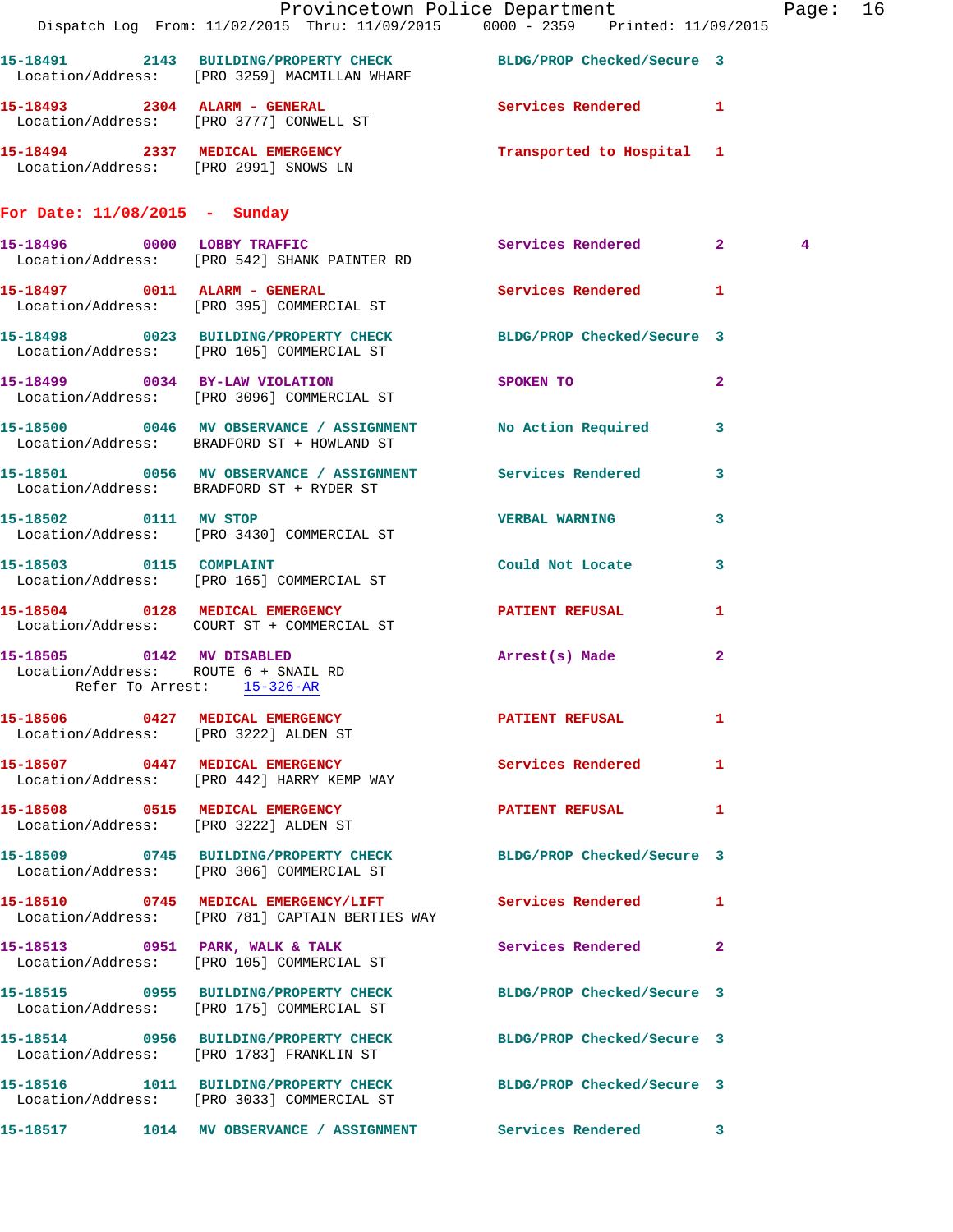15-18491 2143 BUILDING/PROPERTY CHECK BLDG/PROP Checked/Secure 3
Location/Address: [PRO 3259] MACMILLAN WHARF

15-18493 2304 ALARM - GENERAL Services Rendered 1
Location/Address: [PRO 3777] CONWELL ST

15-18494 2337 MEDICAL EMERGENCY Transported to Hospital 1
Location/Address: [PRO 2991] SNOWS LN

## For Date: 11/08/2015 - Sunday

15-18496 0000 LOBBY TRAFFIC Services Rendered 2 4
Location/Address: [PRO 542] SHANK PAINTER RD

15-18497 0011 ALARM - GENERAL Services Rendered 1
Location/Address: [PRO 395] COMMERCIAL ST

15-18498 0023 BUILDING/PROPERTY CHECK BLDG/PROP Checked/Secure 3
Location/Address: [PRO 105] COMMERCIAL ST

15-18499 0034 BY-LAW VIOLATION SPOKEN TO 2
Location/Address: [PRO 3096] COMMERCIAL ST

15-18500 0046 MV OBSERVANCE / ASSIGNMENT No Action Required 3
Location/Address: BRADFORD ST + HOWLAND ST

15-18501 0056 MV OBSERVANCE / ASSIGNMENT Services Rendered 3
Location/Address: BRADFORD ST + RYDER ST

15-18502 0111 MV STOP VERBAL WARNING 3
Location/Address: [PRO 3430] COMMERCIAL ST

15-18503 0115 COMPLAINT Could Not Locate 3
Location/Address: [PRO 165] COMMERCIAL ST

15-18504 0128 MEDICAL EMERGENCY PATIENT REFUSAL 1
Location/Address: COURT ST + COMMERCIAL ST

15-18505 0142 MV DISABLED Arrest(s) Made 2
Location/Address: ROUTE 6 + SNAIL RD
Refer To Arrest: 15-326-AR

15-18506 0427 MEDICAL EMERGENCY PATIENT REFUSAL 1
Location/Address: [PRO 3222] ALDEN ST

15-18507 0447 MEDICAL EMERGENCY Services Rendered 1
Location/Address: [PRO 442] HARRY KEMP WAY

15-18508 0515 MEDICAL EMERGENCY PATIENT REFUSAL 1
Location/Address: [PRO 3222] ALDEN ST

15-18509 0745 BUILDING/PROPERTY CHECK BLDG/PROP Checked/Secure 3
Location/Address: [PRO 306] COMMERCIAL ST

15-18510 0745 MEDICAL EMERGENCY/LIFT Services Rendered 1
Location/Address: [PRO 781] CAPTAIN BERTIES WAY

15-18513 0951 PARK, WALK & TALK Services Rendered 2
Location/Address: [PRO 105] COMMERCIAL ST

15-18515 0955 BUILDING/PROPERTY CHECK BLDG/PROP Checked/Secure 3
Location/Address: [PRO 175] COMMERCIAL ST

15-18514 0956 BUILDING/PROPERTY CHECK BLDG/PROP Checked/Secure 3
Location/Address: [PRO 1783] FRANKLIN ST

15-18516 1011 BUILDING/PROPERTY CHECK BLDG/PROP Checked/Secure 3
Location/Address: [PRO 3033] COMMERCIAL ST

15-18517 1014 MV OBSERVANCE / ASSIGNMENT Services Rendered 3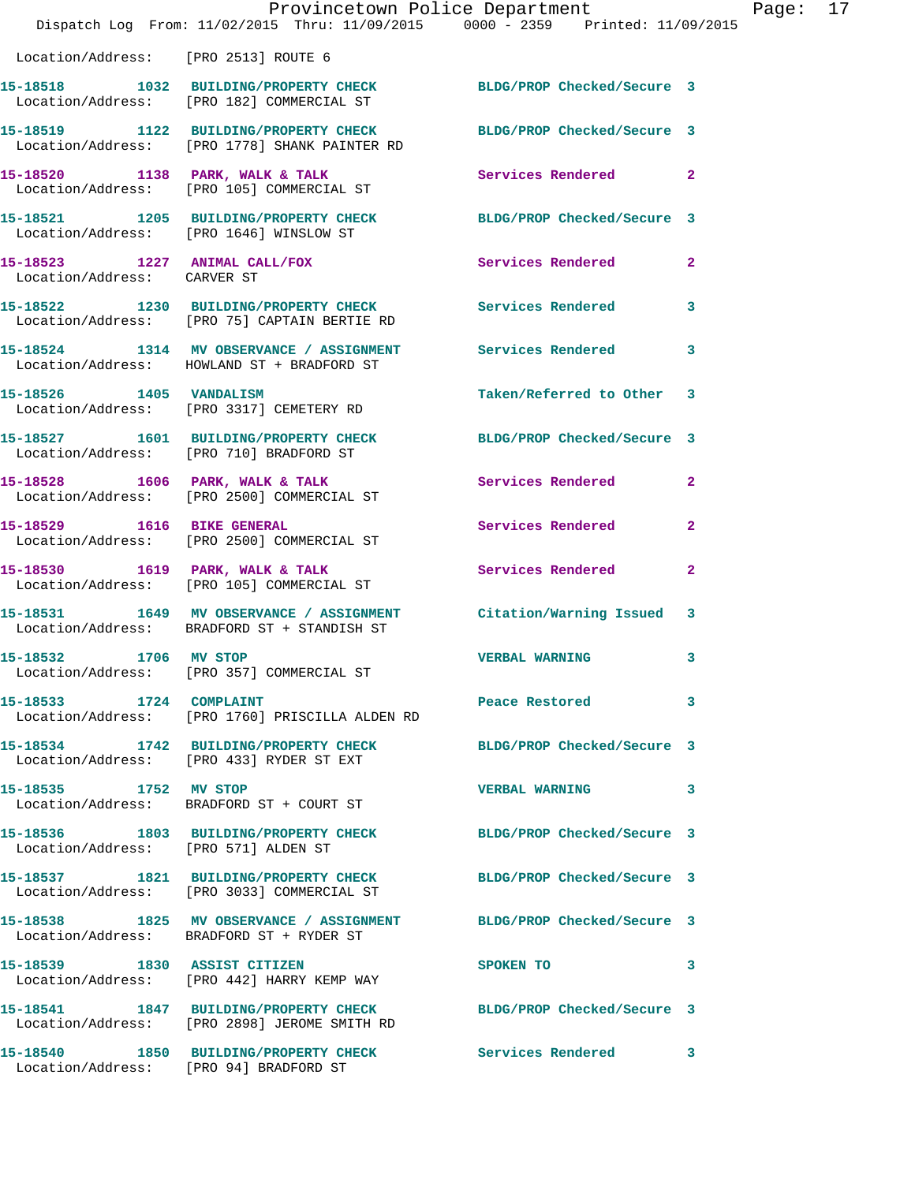Location/Address: [PRO 2513] ROUTE 6

**15-18518** 1032 **BUILDING/PROPERTY CHECK** BLDG/PROP Checked/Secure 3
Location/Address: [PRO 182] COMMERCIAL ST

**15-18519** 1122 **BUILDING/PROPERTY CHECK** BLDG/PROP Checked/Secure 3
Location/Address: [PRO 1778] SHANK PAINTER RD

**15-18520** 1138 **PARK, WALK & TALK** Services Rendered 2
Location/Address: [PRO 105] COMMERCIAL ST

**15-18521** 1205 **BUILDING/PROPERTY CHECK** BLDG/PROP Checked/Secure 3
Location/Address: [PRO 1646] WINSLOW ST

**15-18523** 1227 **ANIMAL CALL/FOX** Services Rendered 2
Location/Address: CARVER ST

**15-18522** 1230 **BUILDING/PROPERTY CHECK** Services Rendered 3
Location/Address: [PRO 75] CAPTAIN BERTIE RD

**15-18524** 1314 **MV OBSERVANCE / ASSIGNMENT** Services Rendered 3
Location/Address: HOWLAND ST + BRADFORD ST

**15-18526** 1405 **VANDALISM** Taken/Referred to Other 3
Location/Address: [PRO 3317] CEMETERY RD

**15-18527** 1601 **BUILDING/PROPERTY CHECK** BLDG/PROP Checked/Secure 3
Location/Address: [PRO 710] BRADFORD ST

**15-18528** 1606 **PARK, WALK & TALK** Services Rendered 2
Location/Address: [PRO 2500] COMMERCIAL ST

**15-18529** 1616 **BIKE GENERAL** Services Rendered 2
Location/Address: [PRO 2500] COMMERCIAL ST

**15-18530** 1619 **PARK, WALK & TALK** Services Rendered 2
Location/Address: [PRO 105] COMMERCIAL ST

**15-18531** 1649 **MV OBSERVANCE / ASSIGNMENT** Citation/Warning Issued 3
Location/Address: BRADFORD ST + STANDISH ST

**15-18532** 1706 **MV STOP** VERBAL WARNING 3
Location/Address: [PRO 357] COMMERCIAL ST

**15-18533** 1724 **COMPLAINT** Peace Restored 3
Location/Address: [PRO 1760] PRISCILLA ALDEN RD

**15-18534** 1742 **BUILDING/PROPERTY CHECK** BLDG/PROP Checked/Secure 3
Location/Address: [PRO 433] RYDER ST EXT

**15-18535** 1752 **MV STOP** VERBAL WARNING 3
Location/Address: BRADFORD ST + COURT ST

**15-18536** 1803 **BUILDING/PROPERTY CHECK** BLDG/PROP Checked/Secure 3
Location/Address: [PRO 571] ALDEN ST

**15-18537** 1821 **BUILDING/PROPERTY CHECK** BLDG/PROP Checked/Secure 3
Location/Address: [PRO 3033] COMMERCIAL ST

**15-18538** 1825 **MV OBSERVANCE / ASSIGNMENT** BLDG/PROP Checked/Secure 3
Location/Address: BRADFORD ST + RYDER ST

**15-18539** 1830 **ASSIST CITIZEN** SPOKEN TO 3
Location/Address: [PRO 442] HARRY KEMP WAY

**15-18541** 1847 **BUILDING/PROPERTY CHECK** BLDG/PROP Checked/Secure 3
Location/Address: [PRO 2898] JEROME SMITH RD

**15-18540** 1850 **BUILDING/PROPERTY CHECK** Services Rendered 3
Location/Address: [PRO 94] BRADFORD ST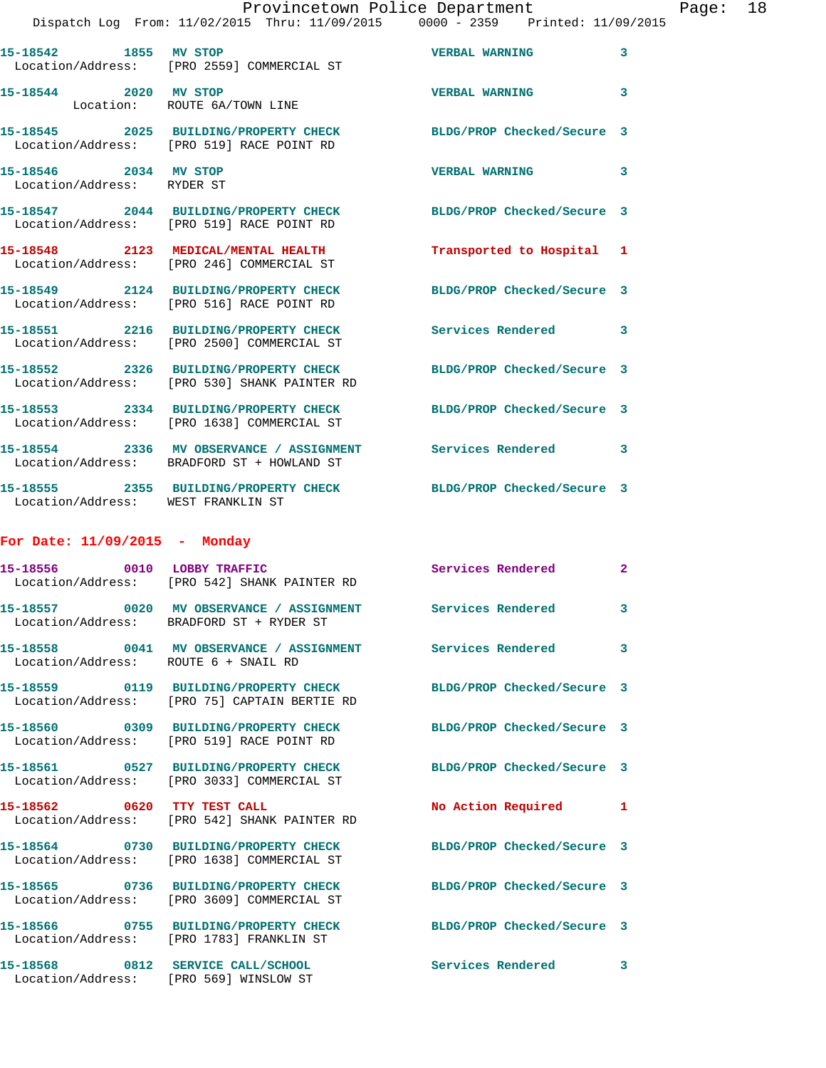15-18542 1855 MV STOP VERBAL WARNING 3
Location/Address: [PRO 2559] COMMERCIAL ST

15-18544 2020 MV STOP VERBAL WARNING 3
Location: ROUTE 6A/TOWN LINE

15-18545 2025 BUILDING/PROPERTY CHECK BLDG/PROP Checked/Secure 3
Location/Address: [PRO 519] RACE POINT RD

15-18546 2034 MV STOP VERBAL WARNING 3
Location/Address: RYDER ST

15-18547 2044 BUILDING/PROPERTY CHECK BLDG/PROP Checked/Secure 3
Location/Address: [PRO 519] RACE POINT RD

15-18548 2123 MEDICAL/MENTAL HEALTH Transported to Hospital 1
Location/Address: [PRO 246] COMMERCIAL ST

15-18549 2124 BUILDING/PROPERTY CHECK BLDG/PROP Checked/Secure 3
Location/Address: [PRO 516] RACE POINT RD

15-18551 2216 BUILDING/PROPERTY CHECK Services Rendered 3
Location/Address: [PRO 2500] COMMERCIAL ST

15-18552 2326 BUILDING/PROPERTY CHECK BLDG/PROP Checked/Secure 3
Location/Address: [PRO 530] SHANK PAINTER RD

15-18553 2334 BUILDING/PROPERTY CHECK BLDG/PROP Checked/Secure 3
Location/Address: [PRO 1638] COMMERCIAL ST

15-18554 2336 MV OBSERVANCE / ASSIGNMENT Services Rendered 3
Location/Address: BRADFORD ST + HOWLAND ST

15-18555 2355 BUILDING/PROPERTY CHECK BLDG/PROP Checked/Secure 3
Location/Address: WEST FRANKLIN ST

## For Date: 11/09/2015 - Monday

15-18556 0010 LOBBY TRAFFIC Services Rendered 2
Location/Address: [PRO 542] SHANK PAINTER RD

15-18557 0020 MV OBSERVANCE / ASSIGNMENT Services Rendered 3
Location/Address: BRADFORD ST + RYDER ST

15-18558 0041 MV OBSERVANCE / ASSIGNMENT Services Rendered 3
Location/Address: ROUTE 6 + SNAIL RD

15-18559 0119 BUILDING/PROPERTY CHECK BLDG/PROP Checked/Secure 3
Location/Address: [PRO 75] CAPTAIN BERTIE RD

15-18560 0309 BUILDING/PROPERTY CHECK BLDG/PROP Checked/Secure 3
Location/Address: [PRO 519] RACE POINT RD

15-18561 0527 BUILDING/PROPERTY CHECK BLDG/PROP Checked/Secure 3
Location/Address: [PRO 3033] COMMERCIAL ST

15-18562 0620 TTY TEST CALL No Action Required 1
Location/Address: [PRO 542] SHANK PAINTER RD

15-18564 0730 BUILDING/PROPERTY CHECK BLDG/PROP Checked/Secure 3
Location/Address: [PRO 1638] COMMERCIAL ST

15-18565 0736 BUILDING/PROPERTY CHECK BLDG/PROP Checked/Secure 3
Location/Address: [PRO 3609] COMMERCIAL ST

15-18566 0755 BUILDING/PROPERTY CHECK BLDG/PROP Checked/Secure 3
Location/Address: [PRO 1783] FRANKLIN ST

15-18568 0812 SERVICE CALL/SCHOOL Services Rendered 3
Location/Address: [PRO 569] WINSLOW ST